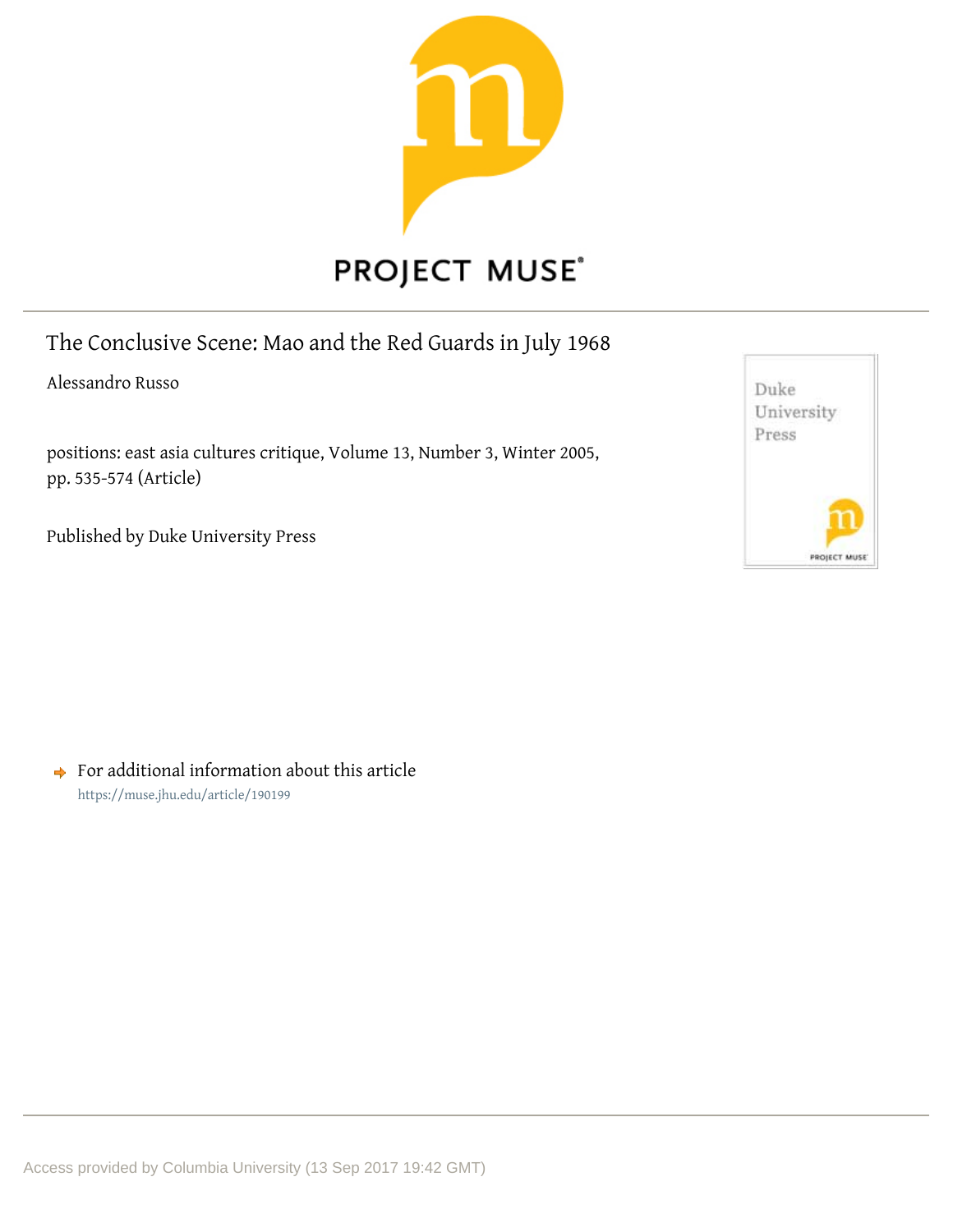PROJECT MUSE

# The Conclusive Scene: Mao and the Red Guards in July 1968

Alessandro Russo

positions: east asia cultures critique, Volume 13, Number 3, Winter 2005, pp. 535-574 (Article)

Published by Duke University Press

For additional information about this article
https://muse.jhu.edu/article/190199

Access provided by Columbia University (13 Sep 2017 19:42 GMT)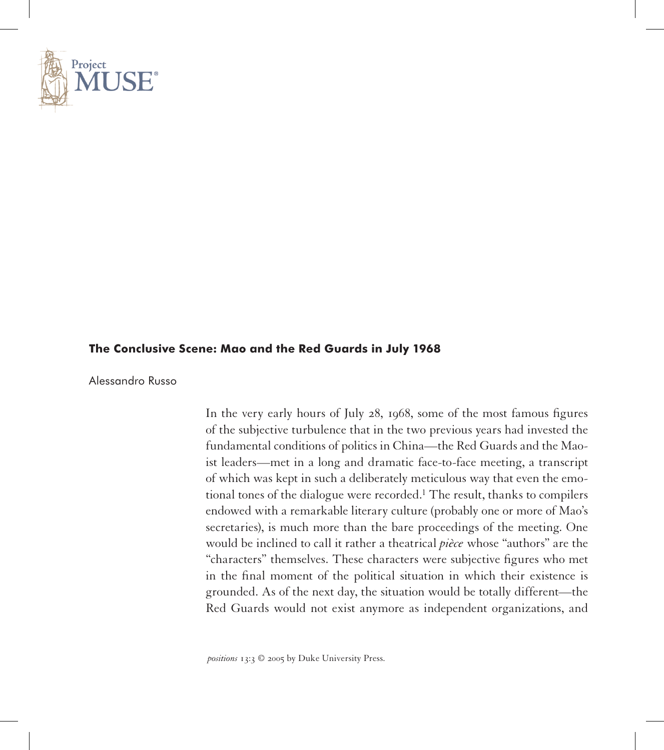**The Conclusive Scene: Mao and the Red Guards in July 1968**

Alessandro Russo

In the very early hours of July 28, 1968, some of the most famous figures of the subjective turbulence that in the two previous years had invested the fundamental conditions of politics in China—the Red Guards and the Maoist leaders—met in a long and dramatic face-to-face meeting, a transcript of which was kept in such a deliberately meticulous way that even the emotional tones of the dialogue were recorded.[1] The result, thanks to compilers endowed with a remarkable literary culture (probably one or more of Mao's secretaries), is much more than the bare proceedings of the meeting. One would be inclined to call it rather a theatrical *pièce* whose "authors" are the "characters" themselves. These characters were subjective figures who met in the final moment of the political situation in which their existence is grounded. As of the next day, the situation would be totally different—the Red Guards would not exist anymore as independent organizations, and

*positions* 13:3 © 2005 by Duke University Press.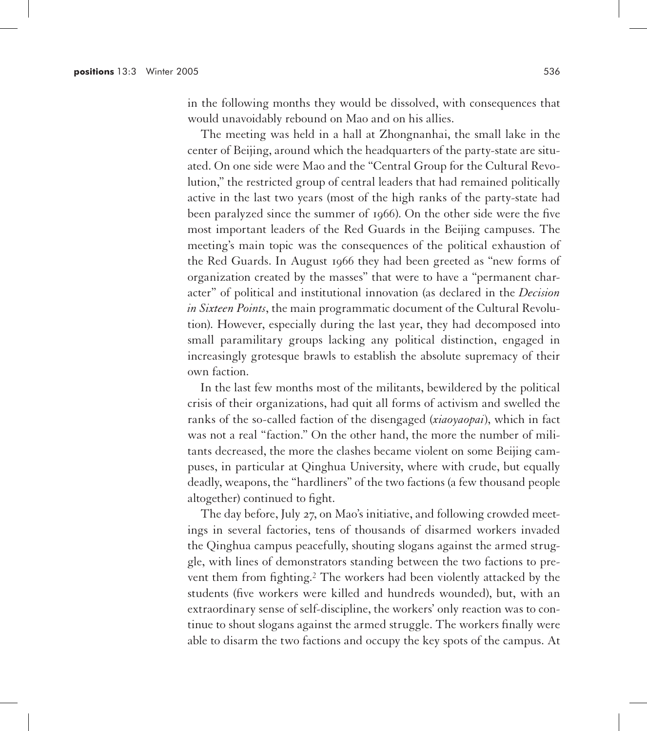in the following months they would be dissolved, with consequences that would unavoidably rebound on Mao and on his allies.

The meeting was held in a hall at Zhongnanhai, the small lake in the center of Beijing, around which the headquarters of the party-state are situated. On one side were Mao and the "Central Group for the Cultural Revolution," the restricted group of central leaders that had remained politically active in the last two years (most of the high ranks of the party-state had been paralyzed since the summer of 1966). On the other side were the five most important leaders of the Red Guards in the Beijing campuses. The meeting's main topic was the consequences of the political exhaustion of the Red Guards. In August 1966 they had been greeted as "new forms of organization created by the masses" that were to have a "permanent character" of political and institutional innovation (as declared in the *Decision in Sixteen Points*, the main programmatic document of the Cultural Revolution). However, especially during the last year, they had decomposed into small paramilitary groups lacking any political distinction, engaged in increasingly grotesque brawls to establish the absolute supremacy of their own faction.

In the last few months most of the militants, bewildered by the political crisis of their organizations, had quit all forms of activism and swelled the ranks of the so-called faction of the disengaged (*xiaoyaopai*), which in fact was not a real "faction." On the other hand, the more the number of militants decreased, the more the clashes became violent on some Beijing campuses, in particular at Qinghua University, where with crude, but equally deadly, weapons, the "hardliners" of the two factions (a few thousand people altogether) continued to fight.

The day before, July 27, on Mao's initiative, and following crowded meetings in several factories, tens of thousands of disarmed workers invaded the Qinghua campus peacefully, shouting slogans against the armed struggle, with lines of demonstrators standing between the two factions to prevent them from fighting.[2] The workers had been violently attacked by the students (five workers were killed and hundreds wounded), but, with an extraordinary sense of self-discipline, the workers' only reaction was to continue to shout slogans against the armed struggle. The workers finally were able to disarm the two factions and occupy the key spots of the campus. At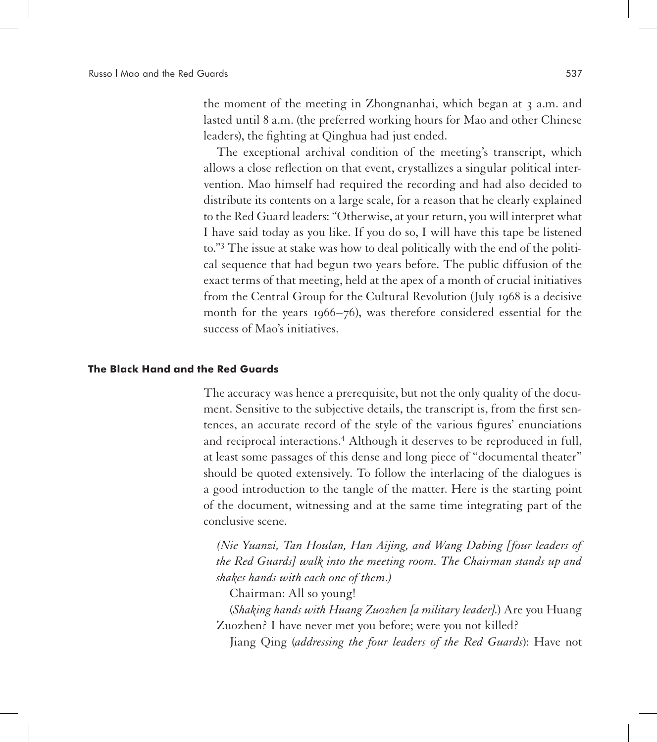the moment of the meeting in Zhongnanhai, which began at 3 a.m. and lasted until 8 a.m. (the preferred working hours for Mao and other Chinese leaders), the fighting at Qinghua had just ended.

The exceptional archival condition of the meeting's transcript, which allows a close reflection on that event, crystallizes a singular political intervention. Mao himself had required the recording and had also decided to distribute its contents on a large scale, for a reason that he clearly explained to the Red Guard leaders: "Otherwise, at your return, you will interpret what I have said today as you like. If you do so, I will have this tape be listened to."[3] The issue at stake was how to deal politically with the end of the political sequence that had begun two years before. The public diffusion of the exact terms of that meeting, held at the apex of a month of crucial initiatives from the Central Group for the Cultural Revolution (July 1968 is a decisive month for the years 1966–76), was therefore considered essential for the success of Mao's initiatives.

## The Black Hand and the Red Guards

The accuracy was hence a prerequisite, but not the only quality of the document. Sensitive to the subjective details, the transcript is, from the first sentences, an accurate record of the style of the various figures' enunciations and reciprocal interactions.[4] Although it deserves to be reproduced in full, at least some passages of this dense and long piece of "documental theater" should be quoted extensively. To follow the interlacing of the dialogues is a good introduction to the tangle of the matter. Here is the starting point of the document, witnessing and at the same time integrating part of the conclusive scene.

> *(Nie Yuanzi, Tan Houlan, Han Aijing, and Wang Dabing [four leaders of the Red Guards] walk into the meeting room. The Chairman stands up and shakes hands with each one of them.)*
>
> Chairman: All so young!
>
> (*Shaking hands with Huang Zuozhen [a military leader].*) Are you Huang Zuozhen? I have never met you before; were you not killed?
>
> Jiang Qing (*addressing the four leaders of the Red Guards*): Have not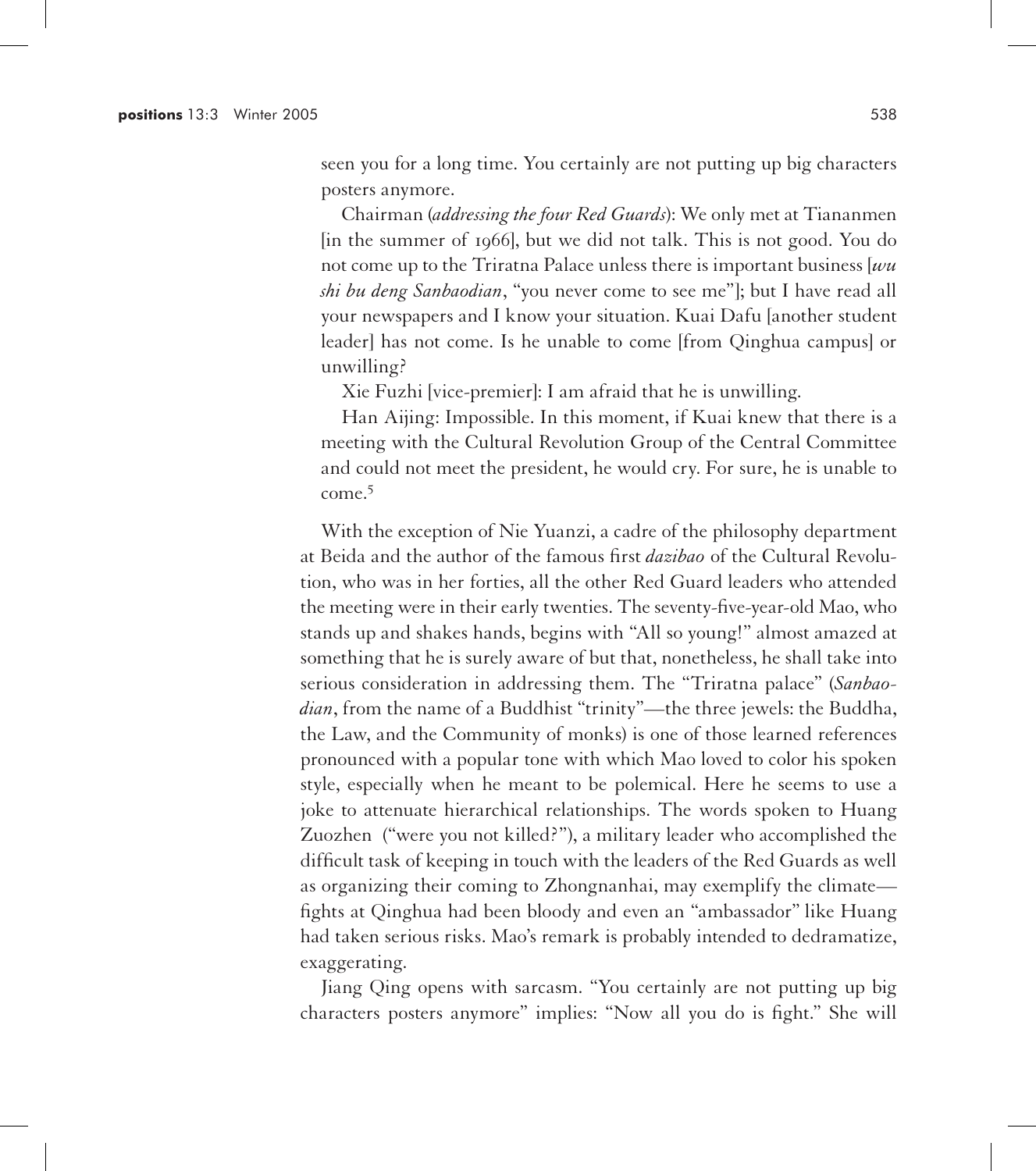seen you for a long time. You certainly are not putting up big characters posters anymore.

Chairman (*addressing the four Red Guards*): We only met at Tiananmen [in the summer of 1966], but we did not talk. This is not good. You do not come up to the Triratna Palace unless there is important business [*wu shi bu deng Sanbaodian*, "you never come to see me"]; but I have read all your newspapers and I know your situation. Kuai Dafu [another student leader] has not come. Is he unable to come [from Qinghua campus] or unwilling?

Xie Fuzhi [vice-premier]: I am afraid that he is unwilling.

Han Aijing: Impossible. In this moment, if Kuai knew that there is a meeting with the Cultural Revolution Group of the Central Committee and could not meet the president, he would cry. For sure, he is unable to come.[5]

With the exception of Nie Yuanzi, a cadre of the philosophy department at Beida and the author of the famous first *dazibao* of the Cultural Revolution, who was in her forties, all the other Red Guard leaders who attended the meeting were in their early twenties. The seventy-five-year-old Mao, who stands up and shakes hands, begins with "All so young!" almost amazed at something that he is surely aware of but that, nonetheless, he shall take into serious consideration in addressing them. The "Triratna palace" (*Sanbaodian*, from the name of a Buddhist "trinity"—the three jewels: the Buddha, the Law, and the Community of monks) is one of those learned references pronounced with a popular tone with which Mao loved to color his spoken style, especially when he meant to be polemical. Here he seems to use a joke to attenuate hierarchical relationships. The words spoken to Huang Zuozhen ("were you not killed?"), a military leader who accomplished the difficult task of keeping in touch with the leaders of the Red Guards as well as organizing their coming to Zhongnanhai, may exemplify the climate—fights at Qinghua had been bloody and even an "ambassador" like Huang had taken serious risks. Mao's remark is probably intended to dedramatize, exaggerating.

Jiang Qing opens with sarcasm. "You certainly are not putting up big characters posters anymore" implies: "Now all you do is fight." She will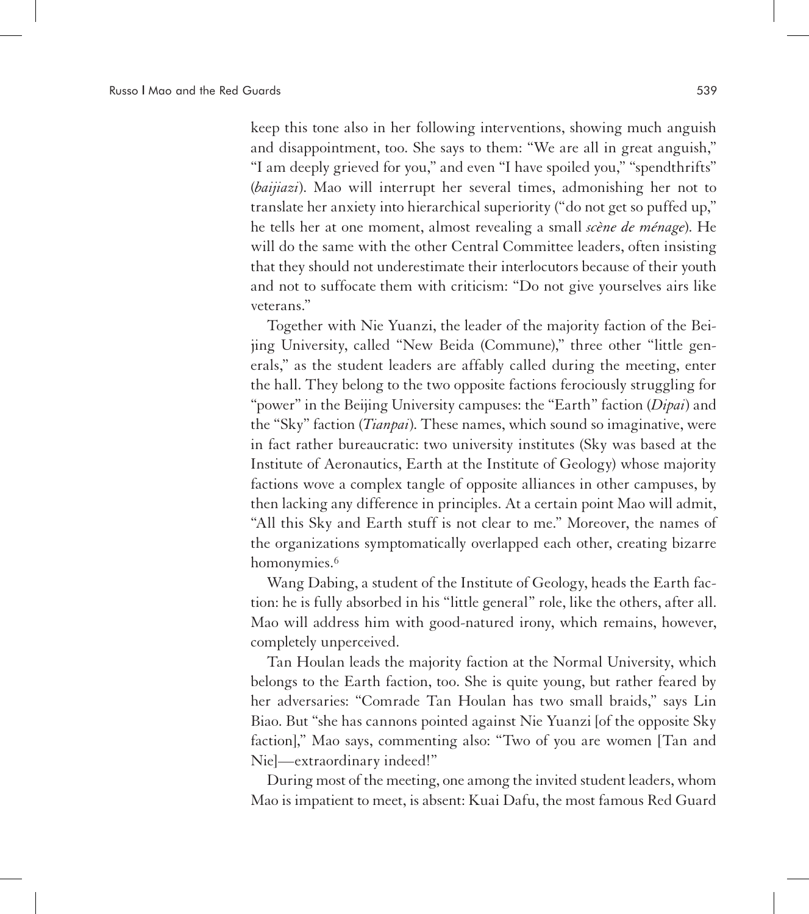keep this tone also in her following interventions, showing much anguish and disappointment, too. She says to them: "We are all in great anguish," "I am deeply grieved for you," and even "I have spoiled you," "spendthrifts" (*baijiazi*). Mao will interrupt her several times, admonishing her not to translate her anxiety into hierarchical superiority ("do not get so puffed up," he tells her at one moment, almost revealing a small *scène de ménage*). He will do the same with the other Central Committee leaders, often insisting that they should not underestimate their interlocutors because of their youth and not to suffocate them with criticism: "Do not give yourselves airs like veterans."

Together with Nie Yuanzi, the leader of the majority faction of the Beijing University, called "New Beida (Commune)," three other "little generals," as the student leaders are affably called during the meeting, enter the hall. They belong to the two opposite factions ferociously struggling for "power" in the Beijing University campuses: the "Earth" faction (*Dipai*) and the "Sky" faction (*Tianpai*). These names, which sound so imaginative, were in fact rather bureaucratic: two university institutes (Sky was based at the Institute of Aeronautics, Earth at the Institute of Geology) whose majority factions wove a complex tangle of opposite alliances in other campuses, by then lacking any difference in principles. At a certain point Mao will admit, "All this Sky and Earth stuff is not clear to me." Moreover, the names of the organizations symptomatically overlapped each other, creating bizarre homonymies.[6]

Wang Dabing, a student of the Institute of Geology, heads the Earth faction: he is fully absorbed in his "little general" role, like the others, after all. Mao will address him with good-natured irony, which remains, however, completely unperceived.

Tan Houlan leads the majority faction at the Normal University, which belongs to the Earth faction, too. She is quite young, but rather feared by her adversaries: "Comrade Tan Houlan has two small braids," says Lin Biao. But "she has cannons pointed against Nie Yuanzi [of the opposite Sky faction]," Mao says, commenting also: "Two of you are women [Tan and Nie]—extraordinary indeed!"

During most of the meeting, one among the invited student leaders, whom Mao is impatient to meet, is absent: Kuai Dafu, the most famous Red Guard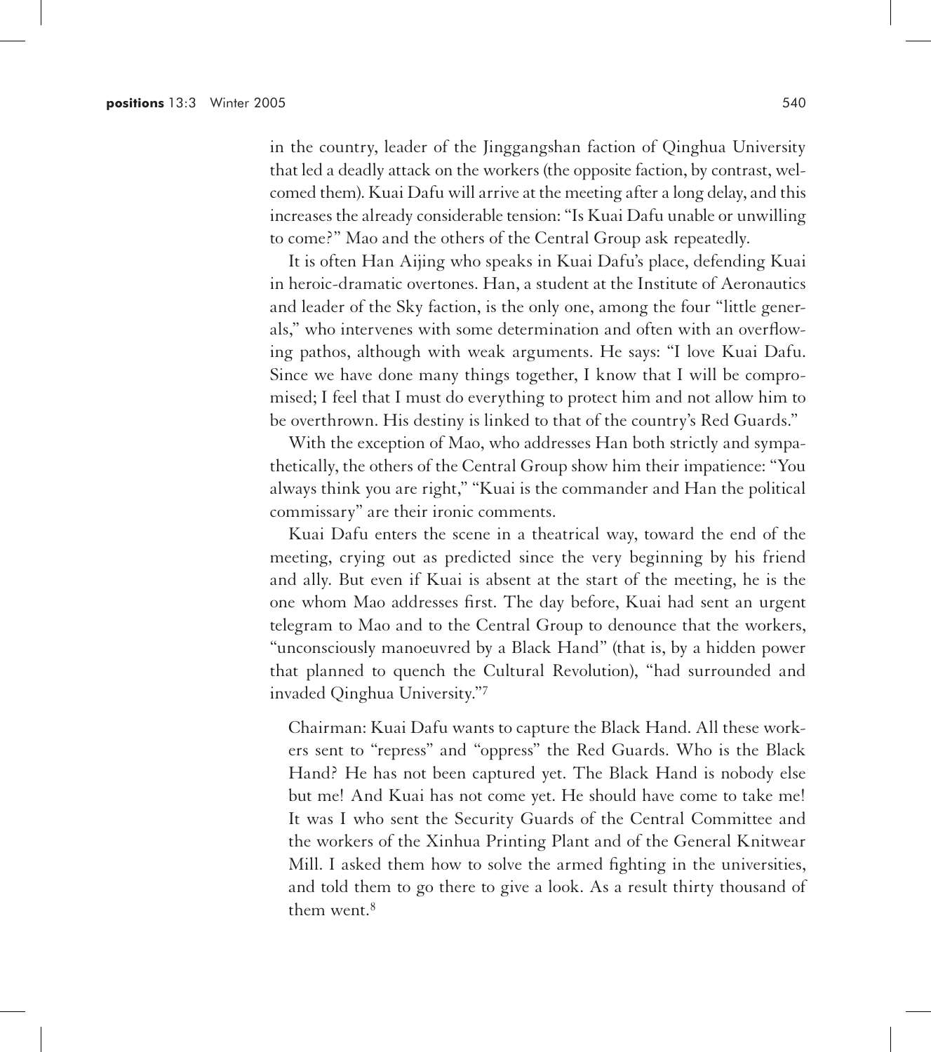in the country, leader of the Jinggangshan faction of Qinghua University that led a deadly attack on the workers (the opposite faction, by contrast, welcomed them). Kuai Dafu will arrive at the meeting after a long delay, and this increases the already considerable tension: "Is Kuai Dafu unable or unwilling to come?" Mao and the others of the Central Group ask repeatedly.

It is often Han Aijing who speaks in Kuai Dafu's place, defending Kuai in heroic-dramatic overtones. Han, a student at the Institute of Aeronautics and leader of the Sky faction, is the only one, among the four "little generals," who intervenes with some determination and often with an overflowing pathos, although with weak arguments. He says: "I love Kuai Dafu. Since we have done many things together, I know that I will be compromised; I feel that I must do everything to protect him and not allow him to be overthrown. His destiny is linked to that of the country's Red Guards."

With the exception of Mao, who addresses Han both strictly and sympathetically, the others of the Central Group show him their impatience: "You always think you are right," "Kuai is the commander and Han the political commissary" are their ironic comments.

Kuai Dafu enters the scene in a theatrical way, toward the end of the meeting, crying out as predicted since the very beginning by his friend and ally. But even if Kuai is absent at the start of the meeting, he is the one whom Mao addresses first. The day before, Kuai had sent an urgent telegram to Mao and to the Central Group to denounce that the workers, "unconsciously manoeuvred by a Black Hand" (that is, by a hidden power that planned to quench the Cultural Revolution), "had surrounded and invaded Qinghua University."[7]

> Chairman: Kuai Dafu wants to capture the Black Hand. All these workers sent to "repress" and "oppress" the Red Guards. Who is the Black Hand? He has not been captured yet. The Black Hand is nobody else but me! And Kuai has not come yet. He should have come to take me! It was I who sent the Security Guards of the Central Committee and the workers of the Xinhua Printing Plant and of the General Knitwear Mill. I asked them how to solve the armed fighting in the universities, and told them to go there to give a look. As a result thirty thousand of them went.[8]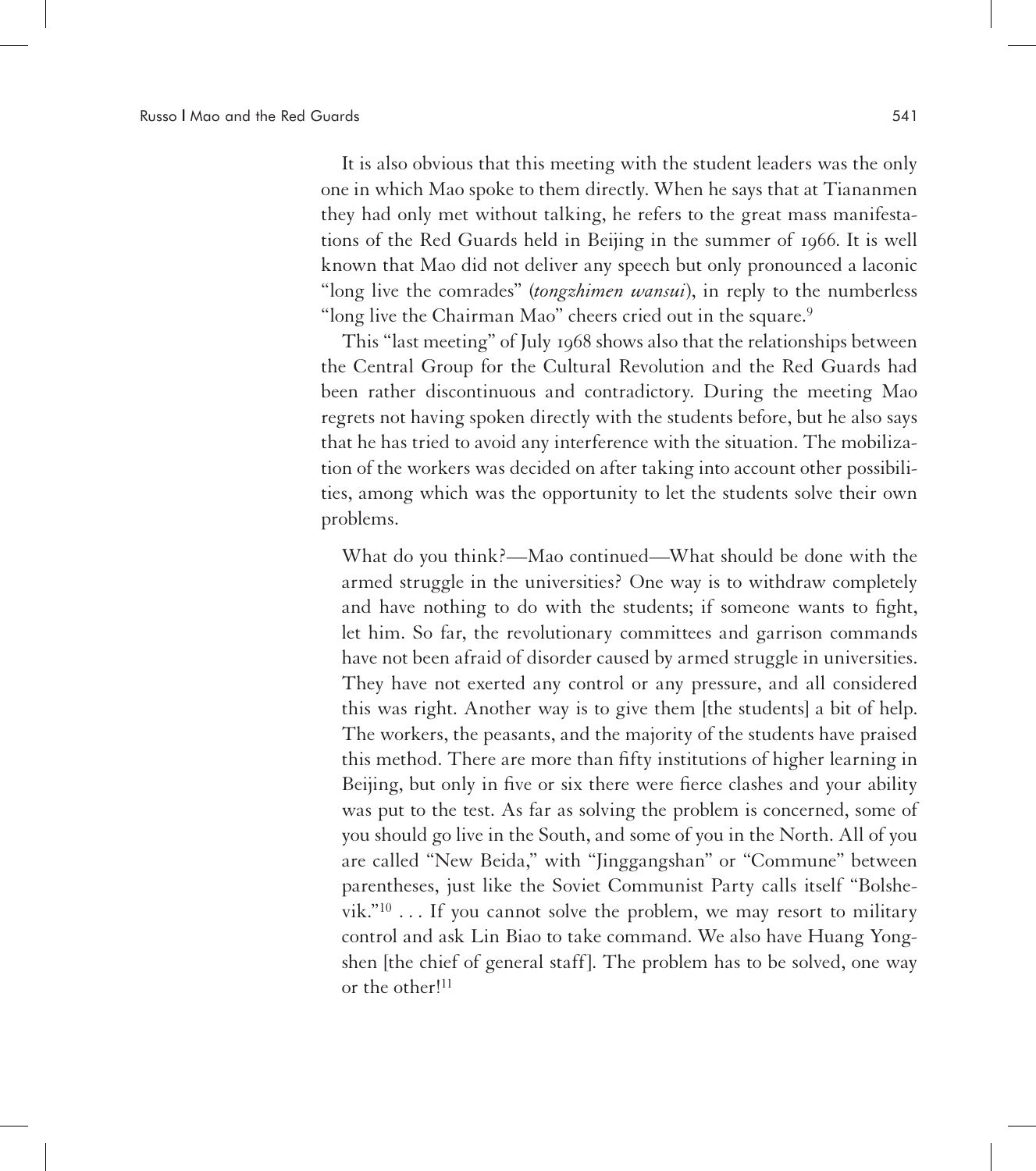It is also obvious that this meeting with the student leaders was the only one in which Mao spoke to them directly. When he says that at Tiananmen they had only met without talking, he refers to the great mass manifestations of the Red Guards held in Beijing in the summer of 1966. It is well known that Mao did not deliver any speech but only pronounced a laconic "long live the comrades" (*tongzhimen wansui*), in reply to the numberless "long live the Chairman Mao" cheers cried out in the square.[9]

This "last meeting" of July 1968 shows also that the relationships between the Central Group for the Cultural Revolution and the Red Guards had been rather discontinuous and contradictory. During the meeting Mao regrets not having spoken directly with the students before, but he also says that he has tried to avoid any interference with the situation. The mobilization of the workers was decided on after taking into account other possibilities, among which was the opportunity to let the students solve their own problems.

> What do you think?—Mao continued—What should be done with the armed struggle in the universities? One way is to withdraw completely and have nothing to do with the students; if someone wants to fight, let him. So far, the revolutionary committees and garrison commands have not been afraid of disorder caused by armed struggle in universities. They have not exerted any control or any pressure, and all considered this was right. Another way is to give them [the students] a bit of help. The workers, the peasants, and the majority of the students have praised this method. There are more than fifty institutions of higher learning in Beijing, but only in five or six there were fierce clashes and your ability was put to the test. As far as solving the problem is concerned, some of you should go live in the South, and some of you in the North. All of you are called "New Beida," with "Jinggangshan" or "Commune" between parentheses, just like the Soviet Communist Party calls itself "Bolshevik."[10] . . . If you cannot solve the problem, we may resort to military control and ask Lin Biao to take command. We also have Huang Yongshen [the chief of general staff]. The problem has to be solved, one way or the other![11]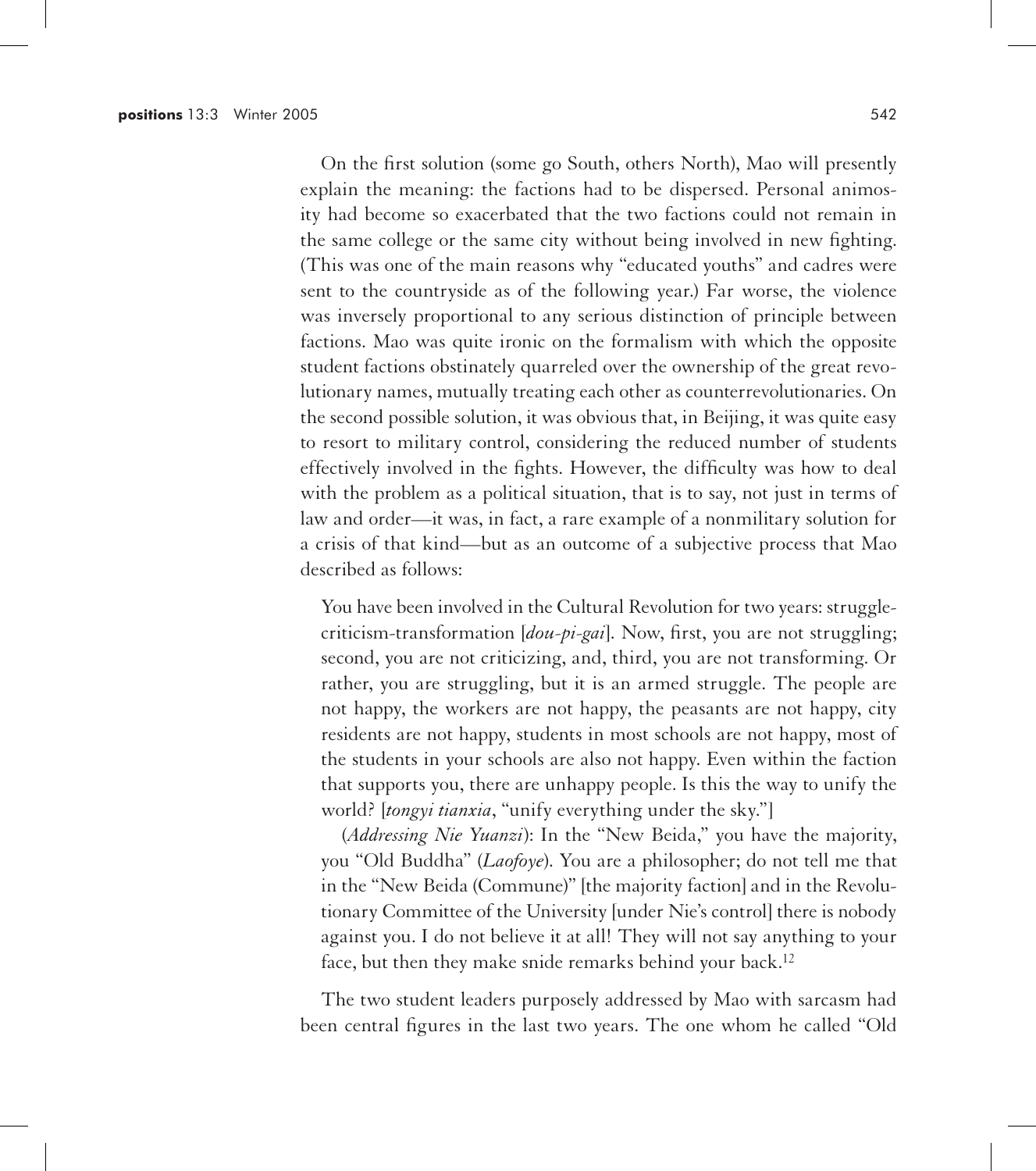On the first solution (some go South, others North), Mao will presently explain the meaning: the factions had to be dispersed. Personal animosity had become so exacerbated that the two factions could not remain in the same college or the same city without being involved in new fighting. (This was one of the main reasons why "educated youths" and cadres were sent to the countryside as of the following year.) Far worse, the violence was inversely proportional to any serious distinction of principle between factions. Mao was quite ironic on the formalism with which the opposite student factions obstinately quarreled over the ownership of the great revolutionary names, mutually treating each other as counterrevolutionaries. On the second possible solution, it was obvious that, in Beijing, it was quite easy to resort to military control, considering the reduced number of students effectively involved in the fights. However, the difficulty was how to deal with the problem as a political situation, that is to say, not just in terms of law and order—it was, in fact, a rare example of a nonmilitary solution for a crisis of that kind—but as an outcome of a subjective process that Mao described as follows:

> You have been involved in the Cultural Revolution for two years: struggle-criticism-transformation [*dou-pi-gai*]. Now, first, you are not struggling; second, you are not criticizing, and, third, you are not transforming. Or rather, you are struggling, but it is an armed struggle. The people are not happy, the workers are not happy, the peasants are not happy, city residents are not happy, students in most schools are not happy, most of the students in your schools are also not happy. Even within the faction that supports you, there are unhappy people. Is this the way to unify the world? [*tongyi tianxia*, "unify everything under the sky."]
>
> (*Addressing Nie Yuanzi*): In the "New Beida," you have the majority, you "Old Buddha" (*Laofoye*). You are a philosopher; do not tell me that in the "New Beida (Commune)" [the majority faction] and in the Revolutionary Committee of the University [under Nie's control] there is nobody against you. I do not believe it at all! They will not say anything to your face, but then they make snide remarks behind your back.[12]

The two student leaders purposely addressed by Mao with sarcasm had been central figures in the last two years. The one whom he called "Old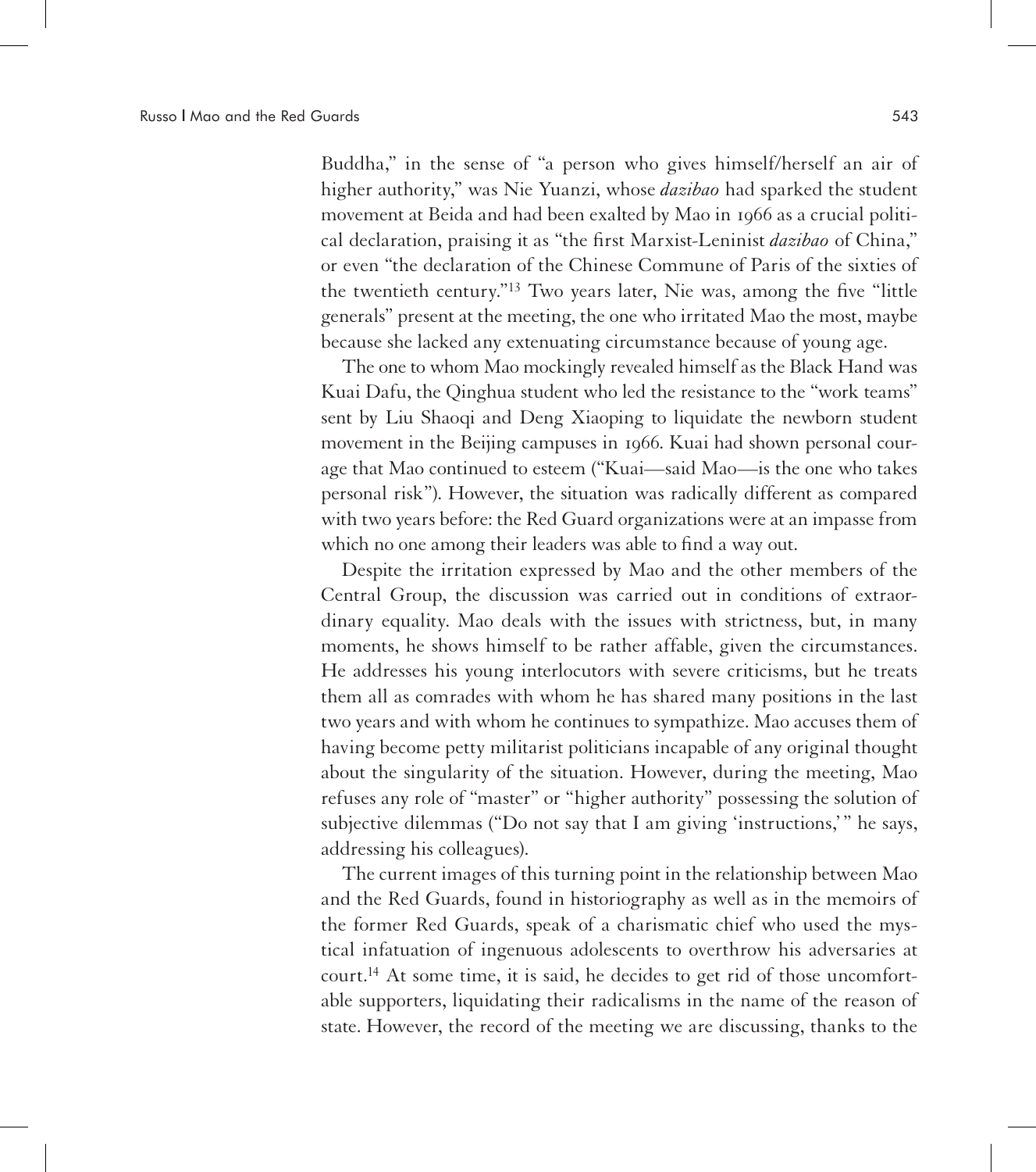Buddha," in the sense of "a person who gives himself/herself an air of higher authority," was Nie Yuanzi, whose *dazibao* had sparked the student movement at Beida and had been exalted by Mao in 1966 as a crucial political declaration, praising it as "the first Marxist-Leninist *dazibao* of China," or even "the declaration of the Chinese Commune of Paris of the sixties of the twentieth century."[13] Two years later, Nie was, among the five "little generals" present at the meeting, the one who irritated Mao the most, maybe because she lacked any extenuating circumstance because of young age.

The one to whom Mao mockingly revealed himself as the Black Hand was Kuai Dafu, the Qinghua student who led the resistance to the "work teams" sent by Liu Shaoqi and Deng Xiaoping to liquidate the newborn student movement in the Beijing campuses in 1966. Kuai had shown personal courage that Mao continued to esteem ("Kuai—said Mao—is the one who takes personal risk"). However, the situation was radically different as compared with two years before: the Red Guard organizations were at an impasse from which no one among their leaders was able to find a way out.

Despite the irritation expressed by Mao and the other members of the Central Group, the discussion was carried out in conditions of extraordinary equality. Mao deals with the issues with strictness, but, in many moments, he shows himself to be rather affable, given the circumstances. He addresses his young interlocutors with severe criticisms, but he treats them all as comrades with whom he has shared many positions in the last two years and with whom he continues to sympathize. Mao accuses them of having become petty militarist politicians incapable of any original thought about the singularity of the situation. However, during the meeting, Mao refuses any role of "master" or "higher authority" possessing the solution of subjective dilemmas ("Do not say that I am giving 'instructions,'" he says, addressing his colleagues).

The current images of this turning point in the relationship between Mao and the Red Guards, found in historiography as well as in the memoirs of the former Red Guards, speak of a charismatic chief who used the mystical infatuation of ingenuous adolescents to overthrow his adversaries at court.[14] At some time, it is said, he decides to get rid of those uncomfortable supporters, liquidating their radicalisms in the name of the reason of state. However, the record of the meeting we are discussing, thanks to the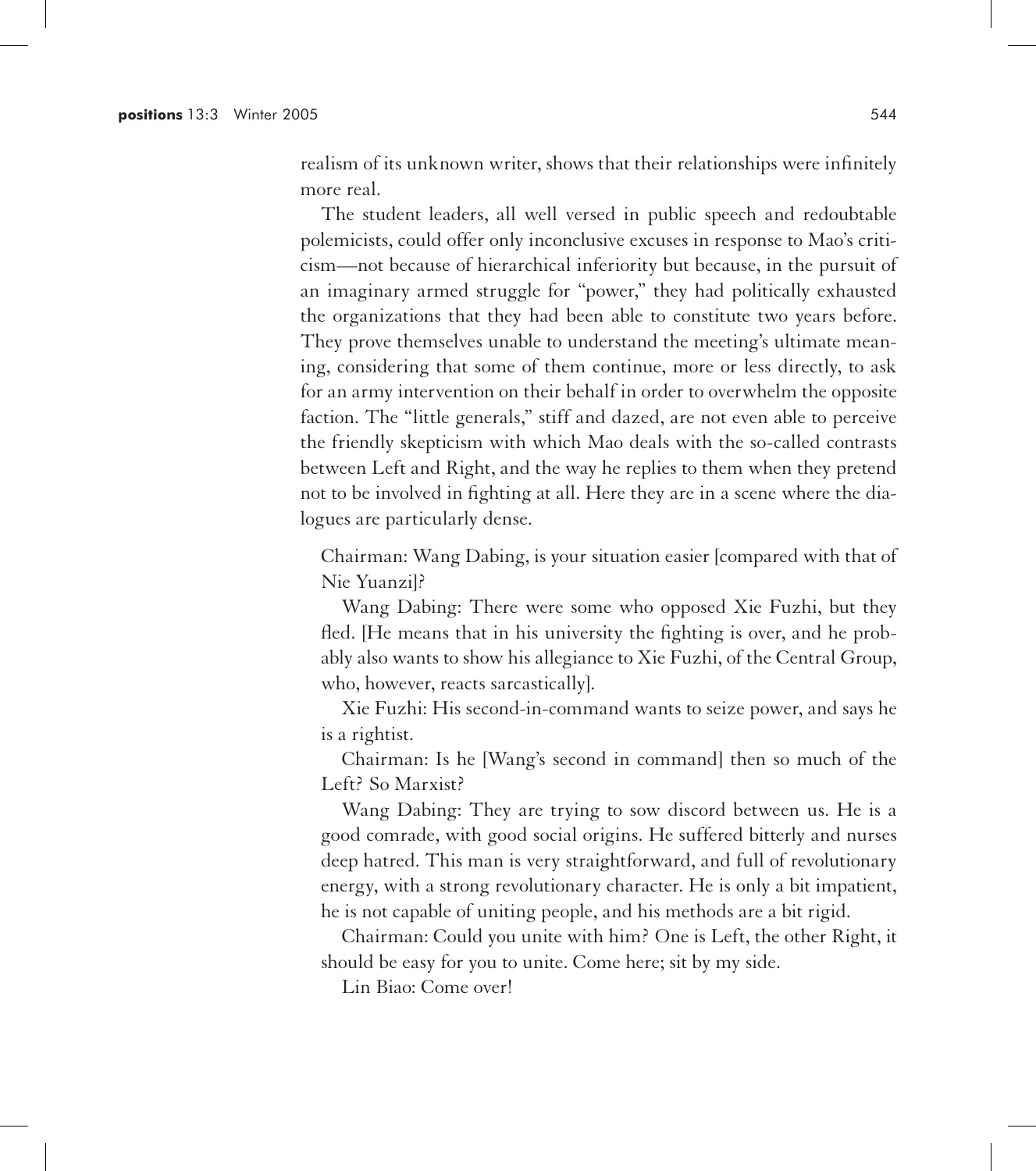realism of its unknown writer, shows that their relationships were infinitely more real.

The student leaders, all well versed in public speech and redoubtable polemicists, could offer only inconclusive excuses in response to Mao's criticism—not because of hierarchical inferiority but because, in the pursuit of an imaginary armed struggle for "power," they had politically exhausted the organizations that they had been able to constitute two years before. They prove themselves unable to understand the meeting's ultimate meaning, considering that some of them continue, more or less directly, to ask for an army intervention on their behalf in order to overwhelm the opposite faction. The "little generals," stiff and dazed, are not even able to perceive the friendly skepticism with which Mao deals with the so-called contrasts between Left and Right, and the way he replies to them when they pretend not to be involved in fighting at all. Here they are in a scene where the dialogues are particularly dense.

> Chairman: Wang Dabing, is your situation easier [compared with that of Nie Yuanzi]?
>
> Wang Dabing: There were some who opposed Xie Fuzhi, but they fled. [He means that in his university the fighting is over, and he probably also wants to show his allegiance to Xie Fuzhi, of the Central Group, who, however, reacts sarcastically].
>
> Xie Fuzhi: His second-in-command wants to seize power, and says he is a rightist.
>
> Chairman: Is he [Wang's second in command] then so much of the Left? So Marxist?
>
> Wang Dabing: They are trying to sow discord between us. He is a good comrade, with good social origins. He suffered bitterly and nurses deep hatred. This man is very straightforward, and full of revolutionary energy, with a strong revolutionary character. He is only a bit impatient, he is not capable of uniting people, and his methods are a bit rigid.
>
> Chairman: Could you unite with him? One is Left, the other Right, it should be easy for you to unite. Come here; sit by my side.
>
> Lin Biao: Come over!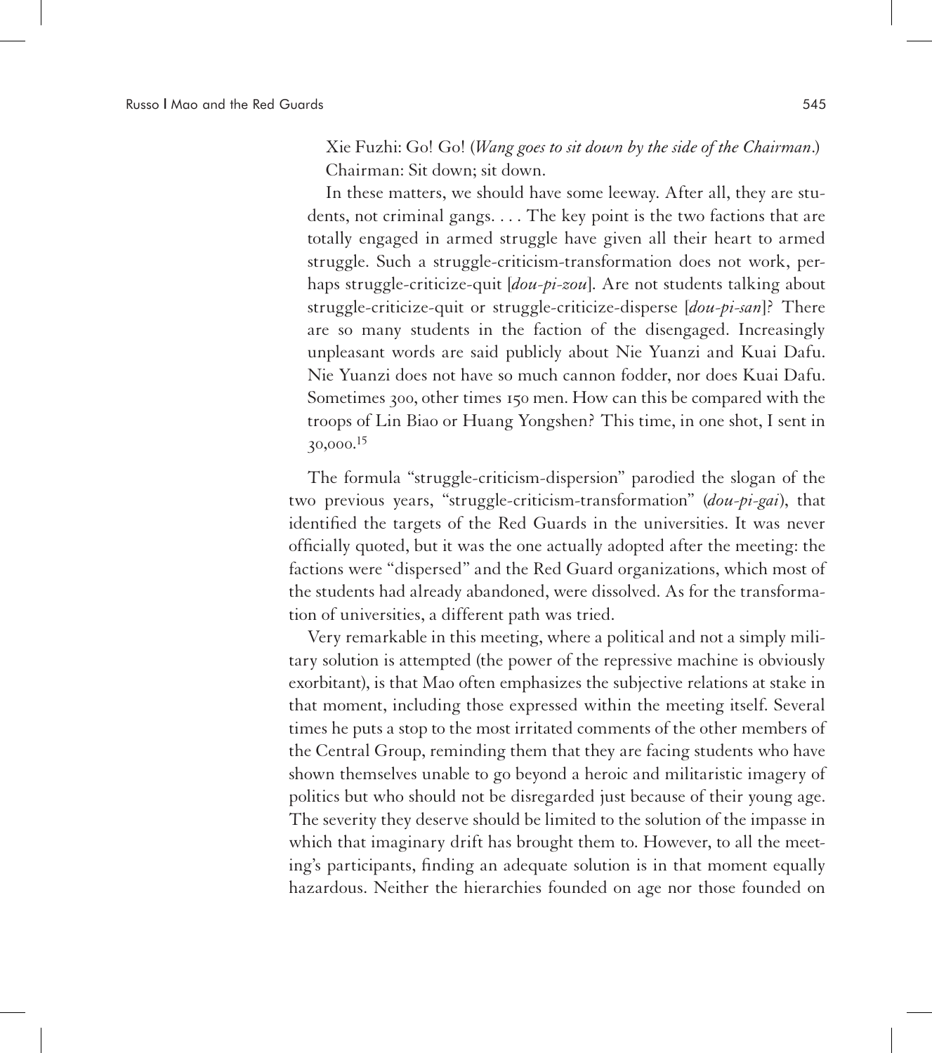Xie Fuzhi: Go! Go! (*Wang goes to sit down by the side of the Chairman.*)
Chairman: Sit down; sit down.

In these matters, we should have some leeway. After all, they are students, not criminal gangs. . . . The key point is the two factions that are totally engaged in armed struggle have given all their heart to armed struggle. Such a struggle-criticism-transformation does not work, perhaps struggle-criticize-quit [*dou-pi-zou*]. Are not students talking about struggle-criticize-quit or struggle-criticize-disperse [*dou-pi-san*]? There are so many students in the faction of the disengaged. Increasingly unpleasant words are said publicly about Nie Yuanzi and Kuai Dafu. Nie Yuanzi does not have so much cannon fodder, nor does Kuai Dafu. Sometimes 300, other times 150 men. How can this be compared with the troops of Lin Biao or Huang Yongshen? This time, in one shot, I sent in 30,000.[15]

The formula "struggle-criticism-dispersion" parodied the slogan of the two previous years, "struggle-criticism-transformation" (*dou-pi-gai*), that identified the targets of the Red Guards in the universities. It was never officially quoted, but it was the one actually adopted after the meeting: the factions were "dispersed" and the Red Guard organizations, which most of the students had already abandoned, were dissolved. As for the transformation of universities, a different path was tried.

Very remarkable in this meeting, where a political and not a simply military solution is attempted (the power of the repressive machine is obviously exorbitant), is that Mao often emphasizes the subjective relations at stake in that moment, including those expressed within the meeting itself. Several times he puts a stop to the most irritated comments of the other members of the Central Group, reminding them that they are facing students who have shown themselves unable to go beyond a heroic and militaristic imagery of politics but who should not be disregarded just because of their young age. The severity they deserve should be limited to the solution of the impasse in which that imaginary drift has brought them to. However, to all the meeting's participants, finding an adequate solution is in that moment equally hazardous. Neither the hierarchies founded on age nor those founded on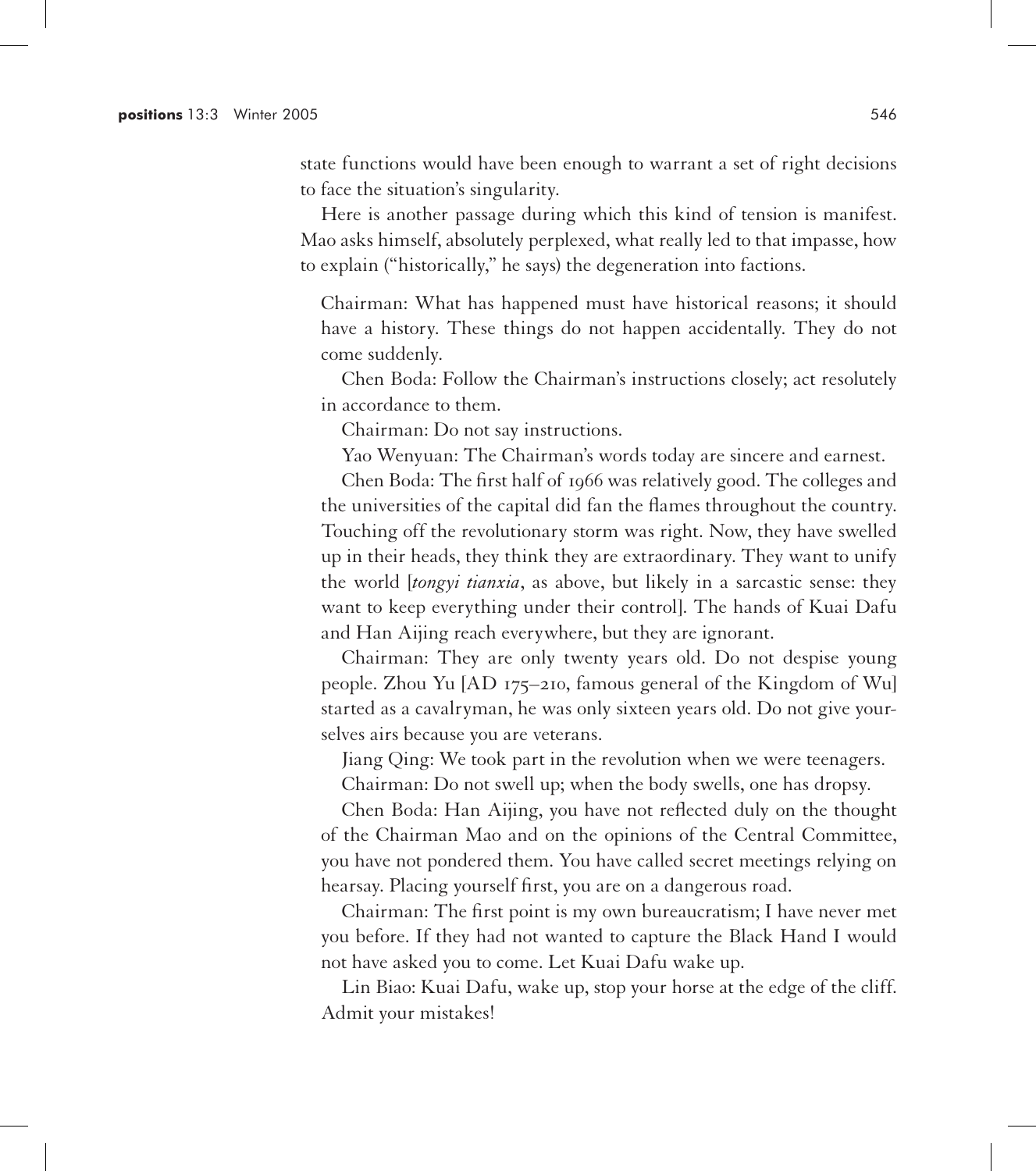state functions would have been enough to warrant a set of right decisions to face the situation's singularity.

Here is another passage during which this kind of tension is manifest. Mao asks himself, absolutely perplexed, what really led to that impasse, how to explain ("historically," he says) the degeneration into factions.

> Chairman: What has happened must have historical reasons; it should have a history. These things do not happen accidentally. They do not come suddenly.
>
> Chen Boda: Follow the Chairman's instructions closely; act resolutely in accordance to them.
>
> Chairman: Do not say instructions.
>
> Yao Wenyuan: The Chairman's words today are sincere and earnest.
>
> Chen Boda: The first half of 1966 was relatively good. The colleges and the universities of the capital did fan the flames throughout the country. Touching off the revolutionary storm was right. Now, they have swelled up in their heads, they think they are extraordinary. They want to unify the world [*tongyi tianxia*, as above, but likely in a sarcastic sense: they want to keep everything under their control]. The hands of Kuai Dafu and Han Aijing reach everywhere, but they are ignorant.
>
> Chairman: They are only twenty years old. Do not despise young people. Zhou Yu [AD 175–210, famous general of the Kingdom of Wu] started as a cavalryman, he was only sixteen years old. Do not give yourselves airs because you are veterans.
>
> Jiang Qing: We took part in the revolution when we were teenagers.
>
> Chairman: Do not swell up; when the body swells, one has dropsy.
>
> Chen Boda: Han Aijing, you have not reflected duly on the thought of the Chairman Mao and on the opinions of the Central Committee, you have not pondered them. You have called secret meetings relying on hearsay. Placing yourself first, you are on a dangerous road.
>
> Chairman: The first point is my own bureaucratism; I have never met you before. If they had not wanted to capture the Black Hand I would not have asked you to come. Let Kuai Dafu wake up.
>
> Lin Biao: Kuai Dafu, wake up, stop your horse at the edge of the cliff. Admit your mistakes!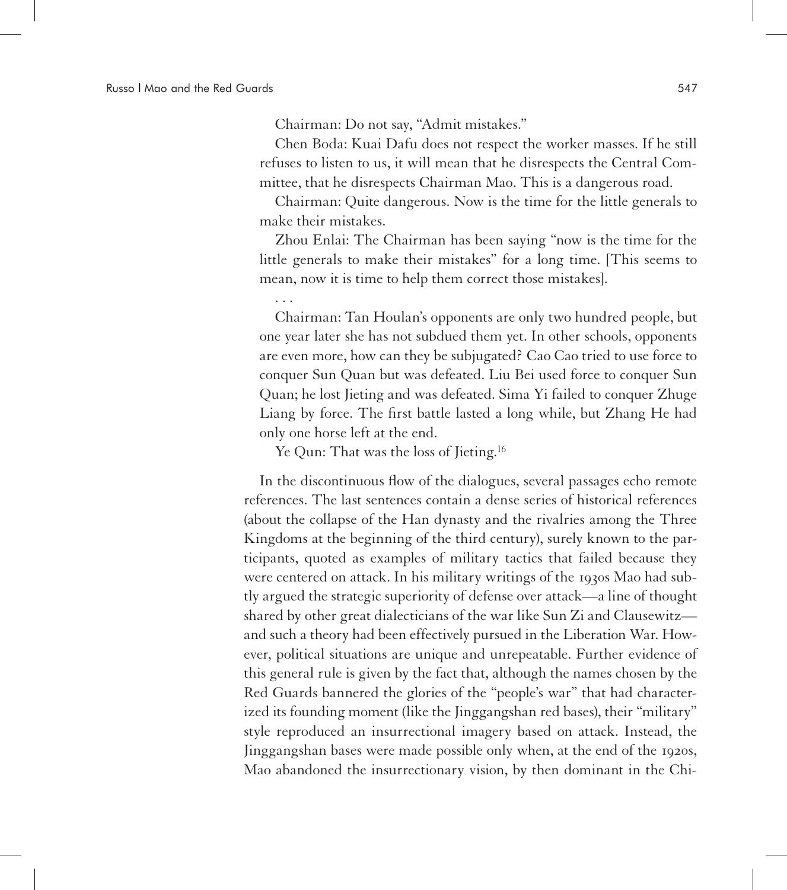Chairman: Do not say, "Admit mistakes."

Chen Boda: Kuai Dafu does not respect the worker masses. If he still refuses to listen to us, it will mean that he disrespects the Central Committee, that he disrespects Chairman Mao. This is a dangerous road.

Chairman: Quite dangerous. Now is the time for the little generals to make their mistakes.

Zhou Enlai: The Chairman has been saying "now is the time for the little generals to make their mistakes" for a long time. [This seems to mean, now it is time to help them correct those mistakes].

. . .

Chairman: Tan Houlan's opponents are only two hundred people, but one year later she has not subdued them yet. In other schools, opponents are even more, how can they be subjugated? Cao Cao tried to use force to conquer Sun Quan but was defeated. Liu Bei used force to conquer Sun Quan; he lost Jieting and was defeated. Sima Yi failed to conquer Zhuge Liang by force. The first battle lasted a long while, but Zhang He had only one horse left at the end.

Ye Qun: That was the loss of Jieting.[16]

In the discontinuous flow of the dialogues, several passages echo remote references. The last sentences contain a dense series of historical references (about the collapse of the Han dynasty and the rivalries among the Three Kingdoms at the beginning of the third century), surely known to the participants, quoted as examples of military tactics that failed because they were centered on attack. In his military writings of the 1930s Mao had subtly argued the strategic superiority of defense over attack—a line of thought shared by other great dialecticians of the war like Sun Zi and Clausewitz—and such a theory had been effectively pursued in the Liberation War. However, political situations are unique and unrepeatable. Further evidence of this general rule is given by the fact that, although the names chosen by the Red Guards bannered the glories of the "people's war" that had characterized its founding moment (like the Jinggangshan red bases), their "military" style reproduced an insurrectional imagery based on attack. Instead, the Jinggangshan bases were made possible only when, at the end of the 1920s, Mao abandoned the insurrectionary vision, by then dominant in the Chi-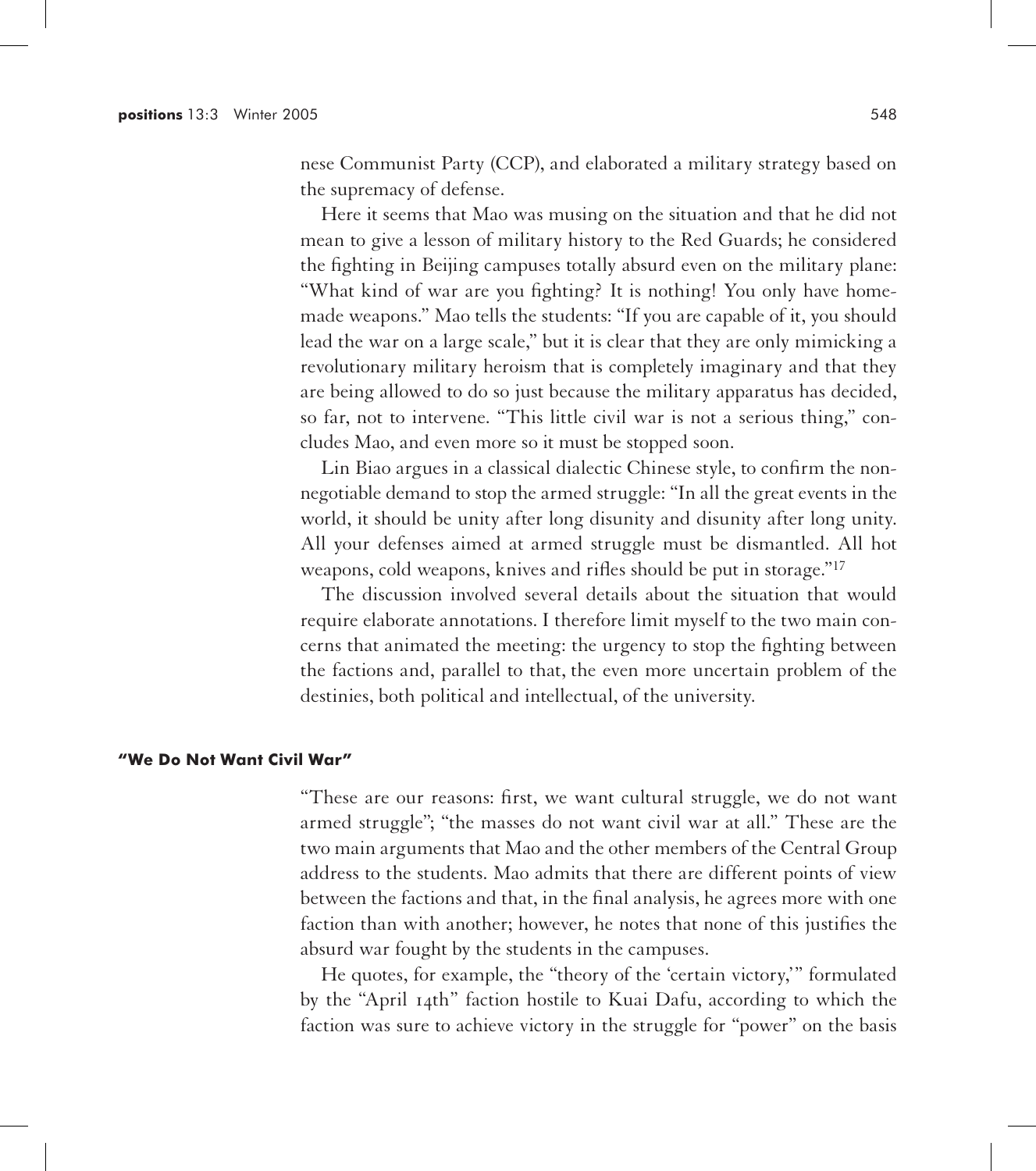nese Communist Party (CCP), and elaborated a military strategy based on the supremacy of defense.

Here it seems that Mao was musing on the situation and that he did not mean to give a lesson of military history to the Red Guards; he considered the fighting in Beijing campuses totally absurd even on the military plane: "What kind of war are you fighting? It is nothing! You only have homemade weapons." Mao tells the students: "If you are capable of it, you should lead the war on a large scale," but it is clear that they are only mimicking a revolutionary military heroism that is completely imaginary and that they are being allowed to do so just because the military apparatus has decided, so far, not to intervene. "This little civil war is not a serious thing," concludes Mao, and even more so it must be stopped soon.

Lin Biao argues in a classical dialectic Chinese style, to confirm the nonnegotiable demand to stop the armed struggle: "In all the great events in the world, it should be unity after long disunity and disunity after long unity. All your defenses aimed at armed struggle must be dismantled. All hot weapons, cold weapons, knives and rifles should be put in storage."[17]

The discussion involved several details about the situation that would require elaborate annotations. I therefore limit myself to the two main concerns that animated the meeting: the urgency to stop the fighting between the factions and, parallel to that, the even more uncertain problem of the destinies, both political and intellectual, of the university.

## "We Do Not Want Civil War"

"These are our reasons: first, we want cultural struggle, we do not want armed struggle"; "the masses do not want civil war at all." These are the two main arguments that Mao and the other members of the Central Group address to the students. Mao admits that there are different points of view between the factions and that, in the final analysis, he agrees more with one faction than with another; however, he notes that none of this justifies the absurd war fought by the students in the campuses.

He quotes, for example, the "theory of the 'certain victory,'" formulated by the "April 14th" faction hostile to Kuai Dafu, according to which the faction was sure to achieve victory in the struggle for "power" on the basis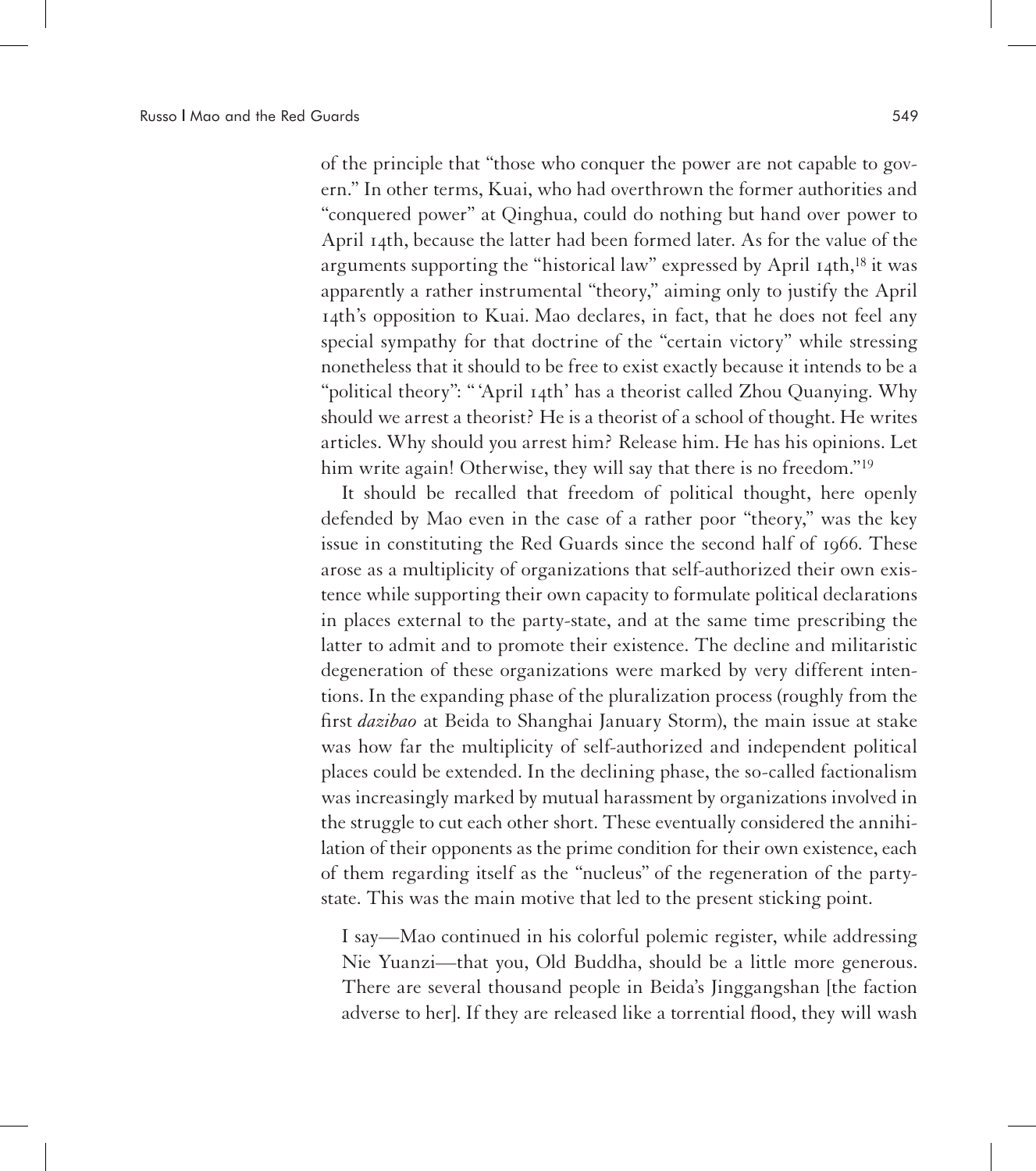of the principle that "those who conquer the power are not capable to govern." In other terms, Kuai, who had overthrown the former authorities and "conquered power" at Qinghua, could do nothing but hand over power to April 14th, because the latter had been formed later. As for the value of the arguments supporting the "historical law" expressed by April 14th,[18] it was apparently a rather instrumental "theory," aiming only to justify the April 14th's opposition to Kuai. Mao declares, in fact, that he does not feel any special sympathy for that doctrine of the "certain victory" while stressing nonetheless that it should to be free to exist exactly because it intends to be a "political theory": " 'April 14th' has a theorist called Zhou Quanying. Why should we arrest a theorist? He is a theorist of a school of thought. He writes articles. Why should you arrest him? Release him. He has his opinions. Let him write again! Otherwise, they will say that there is no freedom."[19]

It should be recalled that freedom of political thought, here openly defended by Mao even in the case of a rather poor "theory," was the key issue in constituting the Red Guards since the second half of 1966. These arose as a multiplicity of organizations that self-authorized their own existence while supporting their own capacity to formulate political declarations in places external to the party-state, and at the same time prescribing the latter to admit and to promote their existence. The decline and militaristic degeneration of these organizations were marked by very different intentions. In the expanding phase of the pluralization process (roughly from the first *dazibao* at Beida to Shanghai January Storm), the main issue at stake was how far the multiplicity of self-authorized and independent political places could be extended. In the declining phase, the so-called factionalism was increasingly marked by mutual harassment by organizations involved in the struggle to cut each other short. These eventually considered the annihilation of their opponents as the prime condition for their own existence, each of them regarding itself as the "nucleus" of the regeneration of the party-state. This was the main motive that led to the present sticking point.

> I say—Mao continued in his colorful polemic register, while addressing Nie Yuanzi—that you, Old Buddha, should be a little more generous. There are several thousand people in Beida's Jinggangshan [the faction adverse to her]. If they are released like a torrential flood, they will wash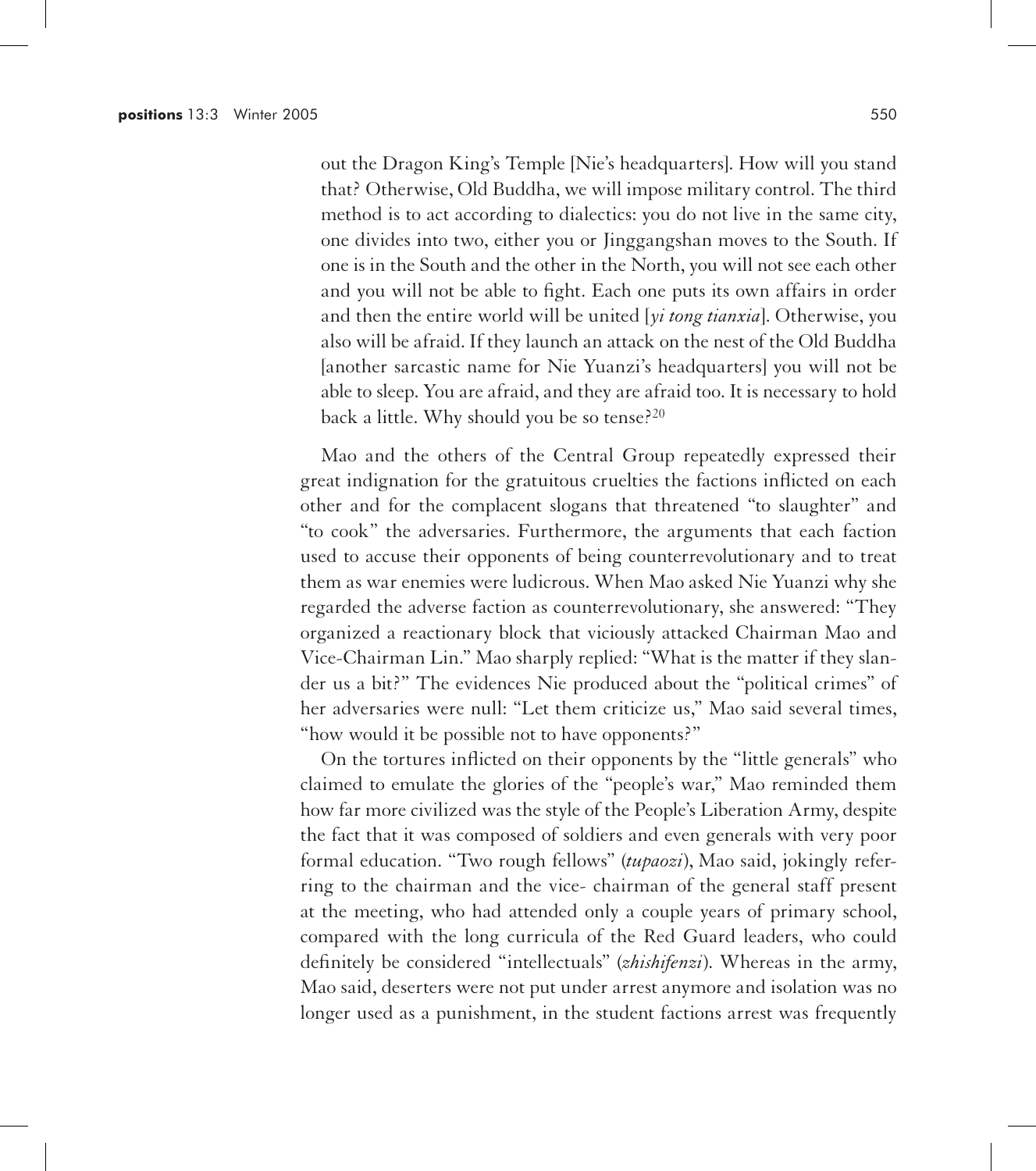out the Dragon King's Temple [Nie's headquarters]. How will you stand that? Otherwise, Old Buddha, we will impose military control. The third method is to act according to dialectics: you do not live in the same city, one divides into two, either you or Jinggangshan moves to the South. If one is in the South and the other in the North, you will not see each other and you will not be able to fight. Each one puts its own affairs in order and then the entire world will be united [*yi tong tianxia*]. Otherwise, you also will be afraid. If they launch an attack on the nest of the Old Buddha [another sarcastic name for Nie Yuanzi's headquarters] you will not be able to sleep. You are afraid, and they are afraid too. It is necessary to hold back a little. Why should you be so tense?[20]

Mao and the others of the Central Group repeatedly expressed their great indignation for the gratuitous cruelties the factions inflicted on each other and for the complacent slogans that threatened "to slaughter" and "to cook" the adversaries. Furthermore, the arguments that each faction used to accuse their opponents of being counterrevolutionary and to treat them as war enemies were ludicrous. When Mao asked Nie Yuanzi why she regarded the adverse faction as counterrevolutionary, she answered: "They organized a reactionary block that viciously attacked Chairman Mao and Vice-Chairman Lin." Mao sharply replied: "What is the matter if they slander us a bit?" The evidences Nie produced about the "political crimes" of her adversaries were null: "Let them criticize us," Mao said several times, "how would it be possible not to have opponents?"

On the tortures inflicted on their opponents by the "little generals" who claimed to emulate the glories of the "people's war," Mao reminded them how far more civilized was the style of the People's Liberation Army, despite the fact that it was composed of soldiers and even generals with very poor formal education. "Two rough fellows" (*tupaozi*), Mao said, jokingly referring to the chairman and the vice- chairman of the general staff present at the meeting, who had attended only a couple years of primary school, compared with the long curricula of the Red Guard leaders, who could definitely be considered "intellectuals" (*zhishifenzi*). Whereas in the army, Mao said, deserters were not put under arrest anymore and isolation was no longer used as a punishment, in the student factions arrest was frequently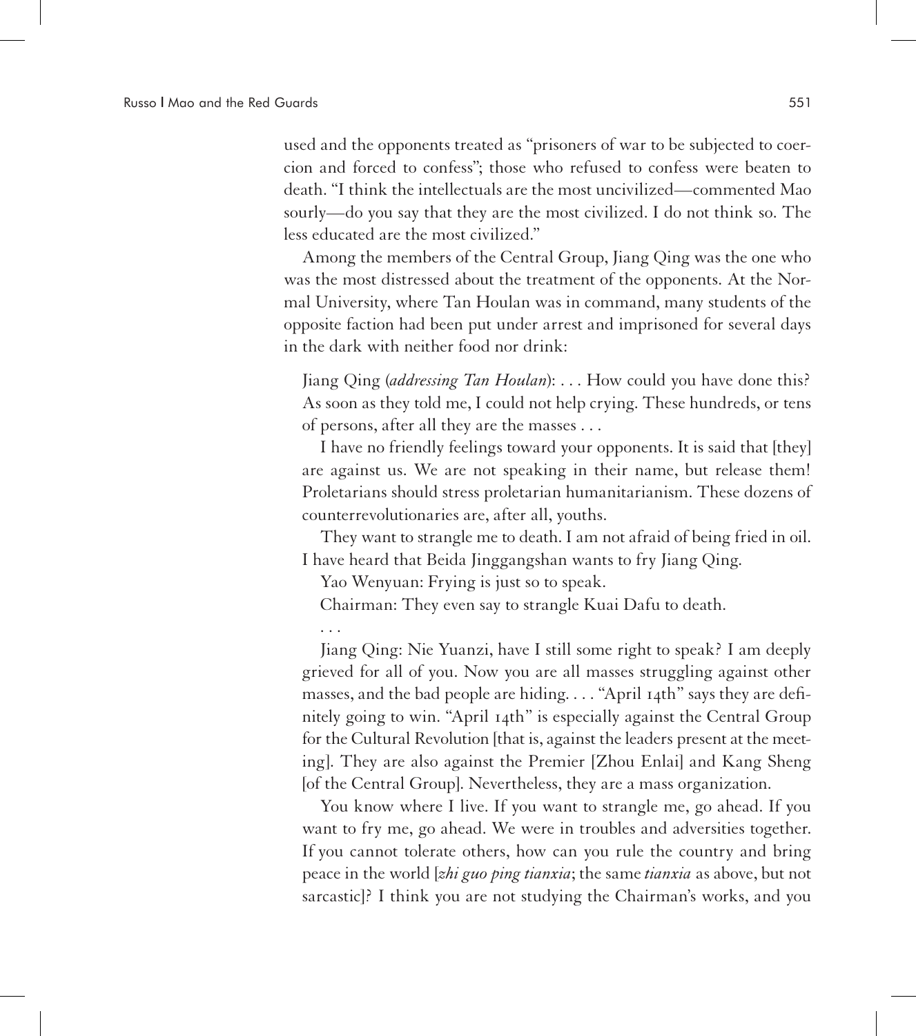used and the opponents treated as "prisoners of war to be subjected to coercion and forced to confess"; those who refused to confess were beaten to death. "I think the intellectuals are the most uncivilized—commented Mao sourly—do you say that they are the most civilized. I do not think so. The less educated are the most civilized."

Among the members of the Central Group, Jiang Qing was the one who was the most distressed about the treatment of the opponents. At the Normal University, where Tan Houlan was in command, many students of the opposite faction had been put under arrest and imprisoned for several days in the dark with neither food nor drink:

> Jiang Qing (*addressing Tan Houlan*): . . . How could you have done this? As soon as they told me, I could not help crying. These hundreds, or tens of persons, after all they are the masses . . .
>
> I have no friendly feelings toward your opponents. It is said that [they] are against us. We are not speaking in their name, but release them! Proletarians should stress proletarian humanitarianism. These dozens of counterrevolutionaries are, after all, youths.
>
> They want to strangle me to death. I am not afraid of being fried in oil. I have heard that Beida Jinggangshan wants to fry Jiang Qing.
>
> Yao Wenyuan: Frying is just so to speak.
>
> Chairman: They even say to strangle Kuai Dafu to death.
>
> . . .
>
> Jiang Qing: Nie Yuanzi, have I still some right to speak? I am deeply grieved for all of you. Now you are all masses struggling against other masses, and the bad people are hiding. . . . "April 14th" says they are definitely going to win. "April 14th" is especially against the Central Group for the Cultural Revolution [that is, against the leaders present at the meeting]. They are also against the Premier [Zhou Enlai] and Kang Sheng [of the Central Group]. Nevertheless, they are a mass organization.
>
> You know where I live. If you want to strangle me, go ahead. If you want to fry me, go ahead. We were in troubles and adversities together. If you cannot tolerate others, how can you rule the country and bring peace in the world [*zhi guo ping tianxia*; the same *tianxia* as above, but not sarcastic]? I think you are not studying the Chairman's works, and you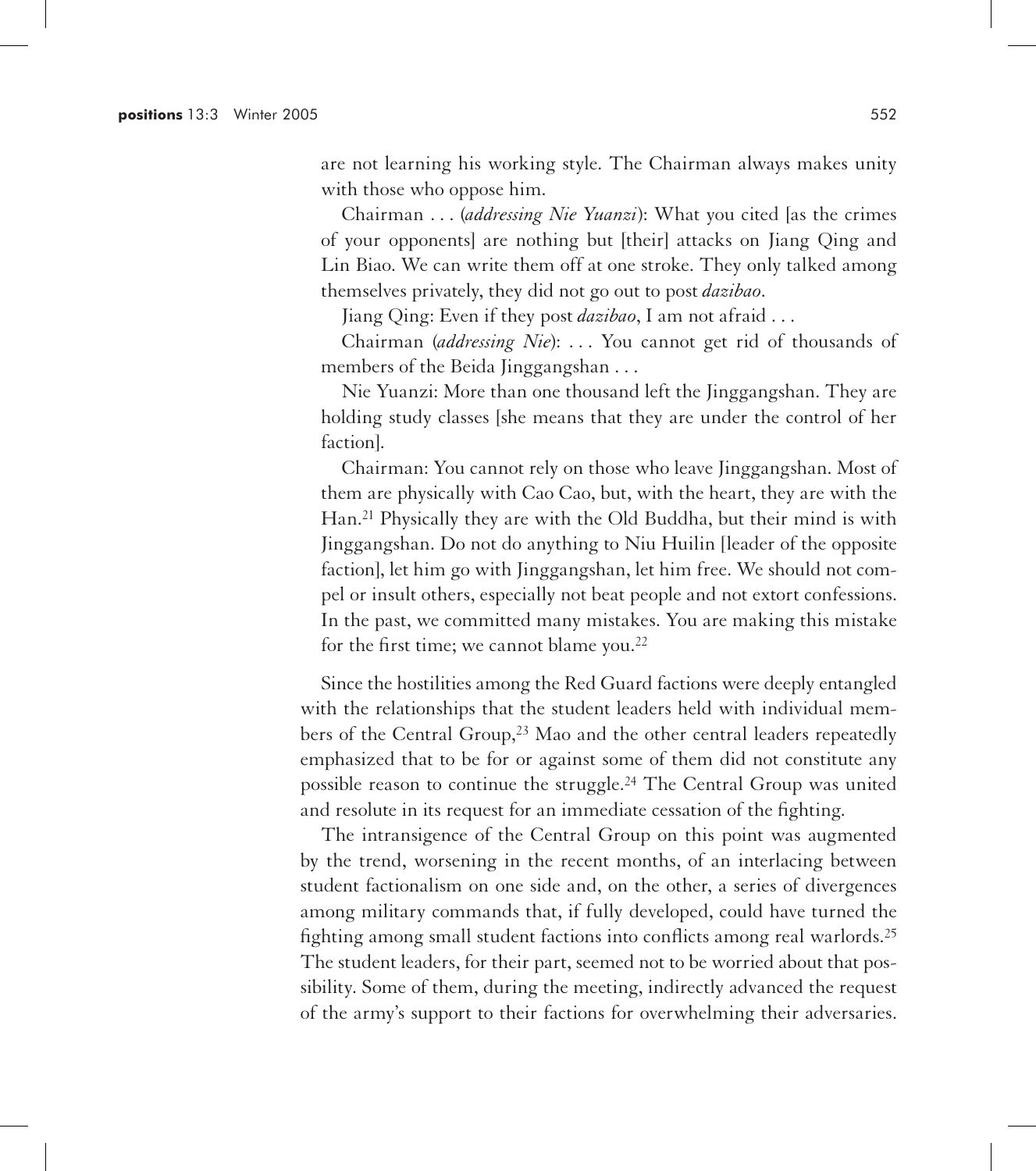are not learning his working style. The Chairman always makes unity with those who oppose him.

Chairman . . . (*addressing Nie Yuanzi*): What you cited [as the crimes of your opponents] are nothing but [their] attacks on Jiang Qing and Lin Biao. We can write them off at one stroke. They only talked among themselves privately, they did not go out to post *dazibao*.

Jiang Qing: Even if they post *dazibao*, I am not afraid . . .

Chairman (*addressing Nie*): . . . You cannot get rid of thousands of members of the Beida Jinggangshan . . .

Nie Yuanzi: More than one thousand left the Jinggangshan. They are holding study classes [she means that they are under the control of her faction].

Chairman: You cannot rely on those who leave Jinggangshan. Most of them are physically with Cao Cao, but, with the heart, they are with the Han.[21] Physically they are with the Old Buddha, but their mind is with Jinggangshan. Do not do anything to Niu Huilin [leader of the opposite faction], let him go with Jinggangshan, let him free. We should not compel or insult others, especially not beat people and not extort confessions. In the past, we committed many mistakes. You are making this mistake for the first time; we cannot blame you.[22]

Since the hostilities among the Red Guard factions were deeply entangled with the relationships that the student leaders held with individual members of the Central Group,[23] Mao and the other central leaders repeatedly emphasized that to be for or against some of them did not constitute any possible reason to continue the struggle.[24] The Central Group was united and resolute in its request for an immediate cessation of the fighting.

The intransigence of the Central Group on this point was augmented by the trend, worsening in the recent months, of an interlacing between student factionalism on one side and, on the other, a series of divergences among military commands that, if fully developed, could have turned the fighting among small student factions into conflicts among real warlords.[25] The student leaders, for their part, seemed not to be worried about that possibility. Some of them, during the meeting, indirectly advanced the request of the army's support to their factions for overwhelming their adversaries.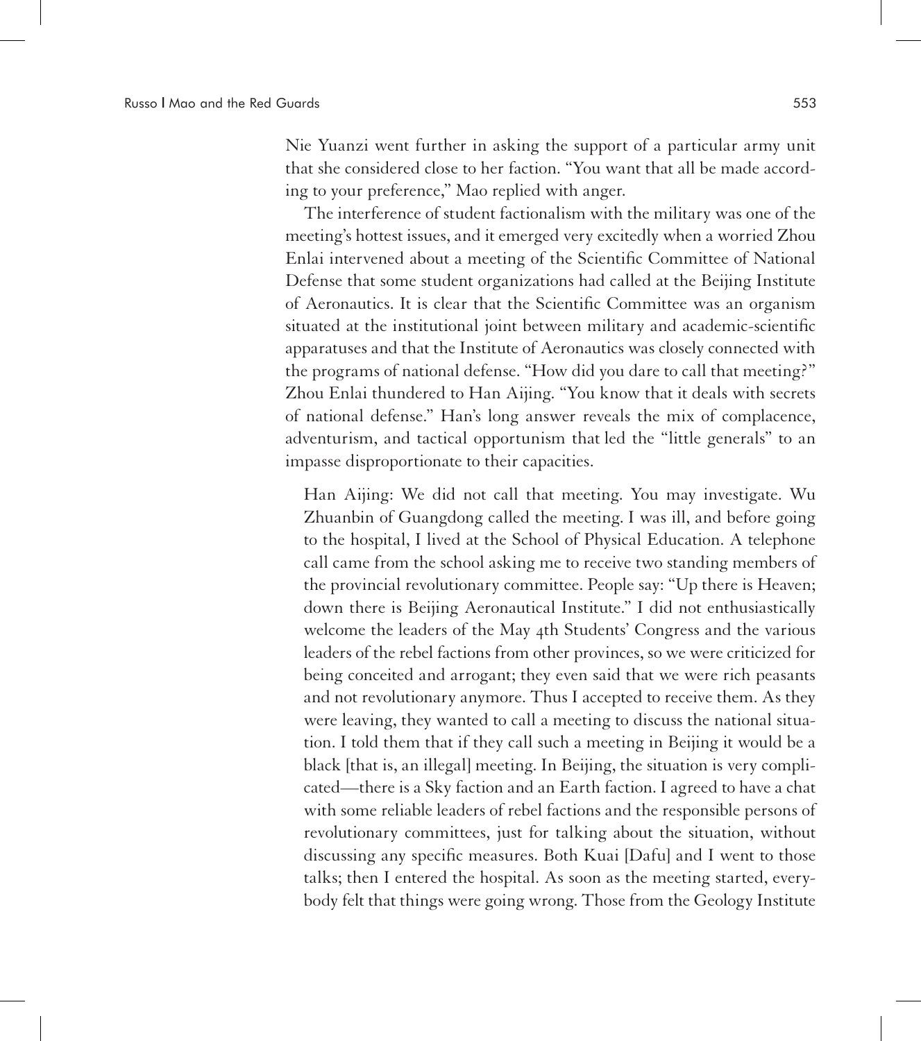Nie Yuanzi went further in asking the support of a particular army unit that she considered close to her faction. "You want that all be made according to your preference," Mao replied with anger.

The interference of student factionalism with the military was one of the meeting's hottest issues, and it emerged very excitedly when a worried Zhou Enlai intervened about a meeting of the Scientific Committee of National Defense that some student organizations had called at the Beijing Institute of Aeronautics. It is clear that the Scientific Committee was an organism situated at the institutional joint between military and academic-scientific apparatuses and that the Institute of Aeronautics was closely connected with the programs of national defense. "How did you dare to call that meeting?" Zhou Enlai thundered to Han Aijing. "You know that it deals with secrets of national defense." Han's long answer reveals the mix of complacence, adventurism, and tactical opportunism that led the "little generals" to an impasse disproportionate to their capacities.

> Han Aijing: We did not call that meeting. You may investigate. Wu Zhuanbin of Guangdong called the meeting. I was ill, and before going to the hospital, I lived at the School of Physical Education. A telephone call came from the school asking me to receive two standing members of the provincial revolutionary committee. People say: "Up there is Heaven; down there is Beijing Aeronautical Institute." I did not enthusiastically welcome the leaders of the May 4th Students' Congress and the various leaders of the rebel factions from other provinces, so we were criticized for being conceited and arrogant; they even said that we were rich peasants and not revolutionary anymore. Thus I accepted to receive them. As they were leaving, they wanted to call a meeting to discuss the national situation. I told them that if they call such a meeting in Beijing it would be a black [that is, an illegal] meeting. In Beijing, the situation is very complicated—there is a Sky faction and an Earth faction. I agreed to have a chat with some reliable leaders of rebel factions and the responsible persons of revolutionary committees, just for talking about the situation, without discussing any specific measures. Both Kuai [Dafu] and I went to those talks; then I entered the hospital. As soon as the meeting started, everybody felt that things were going wrong. Those from the Geology Institute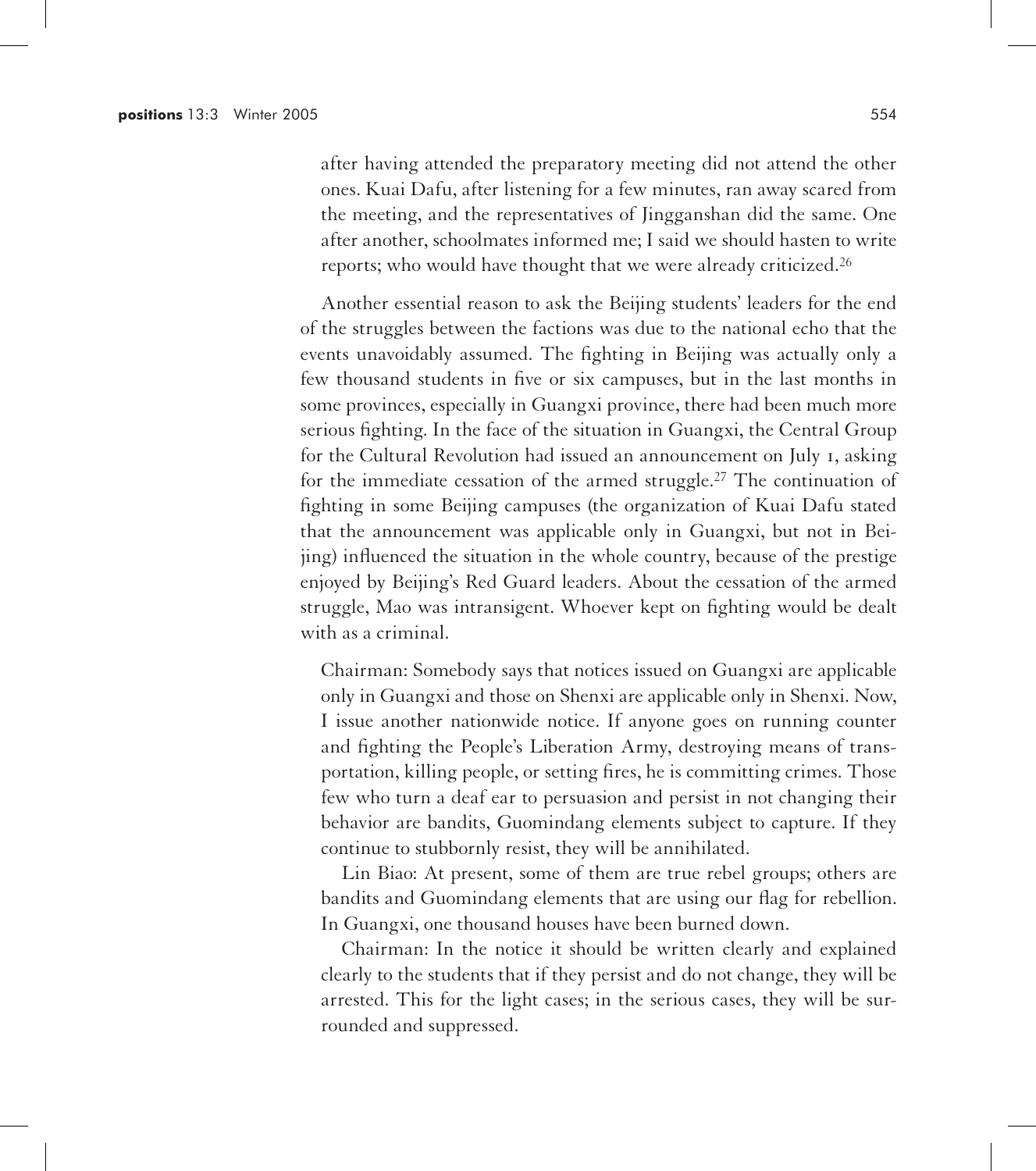after having attended the preparatory meeting did not attend the other ones. Kuai Dafu, after listening for a few minutes, ran away scared from the meeting, and the representatives of Jingganshan did the same. One after another, schoolmates informed me; I said we should hasten to write reports; who would have thought that we were already criticized.[26]

Another essential reason to ask the Beijing students' leaders for the end of the struggles between the factions was due to the national echo that the events unavoidably assumed. The fighting in Beijing was actually only a few thousand students in five or six campuses, but in the last months in some provinces, especially in Guangxi province, there had been much more serious fighting. In the face of the situation in Guangxi, the Central Group for the Cultural Revolution had issued an announcement on July 1, asking for the immediate cessation of the armed struggle.[27] The continuation of fighting in some Beijing campuses (the organization of Kuai Dafu stated that the announcement was applicable only in Guangxi, but not in Beijing) influenced the situation in the whole country, because of the prestige enjoyed by Beijing's Red Guard leaders. About the cessation of the armed struggle, Mao was intransigent. Whoever kept on fighting would be dealt with as a criminal.

> Chairman: Somebody says that notices issued on Guangxi are applicable only in Guangxi and those on Shenxi are applicable only in Shenxi. Now, I issue another nationwide notice. If anyone goes on running counter and fighting the People's Liberation Army, destroying means of transportation, killing people, or setting fires, he is committing crimes. Those few who turn a deaf ear to persuasion and persist in not changing their behavior are bandits, Guomindang elements subject to capture. If they continue to stubbornly resist, they will be annihilated.
>
> Lin Biao: At present, some of them are true rebel groups; others are bandits and Guomindang elements that are using our flag for rebellion. In Guangxi, one thousand houses have been burned down.
>
> Chairman: In the notice it should be written clearly and explained clearly to the students that if they persist and do not change, they will be arrested. This for the light cases; in the serious cases, they will be surrounded and suppressed.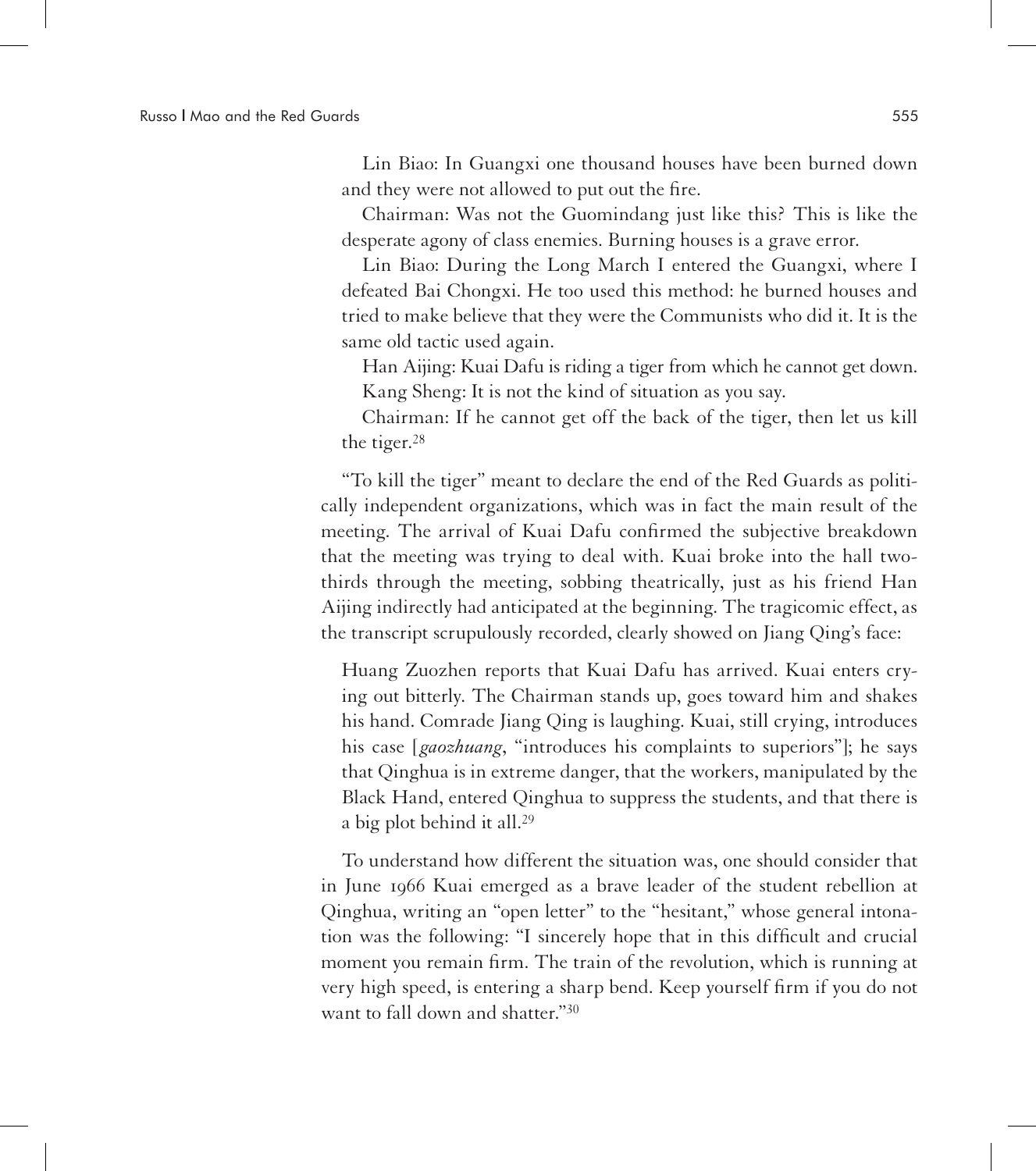Lin Biao: In Guangxi one thousand houses have been burned down and they were not allowed to put out the fire.

Chairman: Was not the Guomindang just like this? This is like the desperate agony of class enemies. Burning houses is a grave error.

Lin Biao: During the Long March I entered the Guangxi, where I defeated Bai Chongxi. He too used this method: he burned houses and tried to make believe that they were the Communists who did it. It is the same old tactic used again.

Han Aijing: Kuai Dafu is riding a tiger from which he cannot get down.

Kang Sheng: It is not the kind of situation as you say.

Chairman: If he cannot get off the back of the tiger, then let us kill the tiger.[28]

"To kill the tiger" meant to declare the end of the Red Guards as politically independent organizations, which was in fact the main result of the meeting. The arrival of Kuai Dafu confirmed the subjective breakdown that the meeting was trying to deal with. Kuai broke into the hall two-thirds through the meeting, sobbing theatrically, just as his friend Han Aijing indirectly had anticipated at the beginning. The tragicomic effect, as the transcript scrupulously recorded, clearly showed on Jiang Qing's face:

> Huang Zuozhen reports that Kuai Dafu has arrived. Kuai enters crying out bitterly. The Chairman stands up, goes toward him and shakes his hand. Comrade Jiang Qing is laughing. Kuai, still crying, introduces his case [*gaozhuang*, "introduces his complaints to superiors"]; he says that Qinghua is in extreme danger, that the workers, manipulated by the Black Hand, entered Qinghua to suppress the students, and that there is a big plot behind it all.[29]

To understand how different the situation was, one should consider that in June 1966 Kuai emerged as a brave leader of the student rebellion at Qinghua, writing an "open letter" to the "hesitant," whose general intonation was the following: "I sincerely hope that in this difficult and crucial moment you remain firm. The train of the revolution, which is running at very high speed, is entering a sharp bend. Keep yourself firm if you do not want to fall down and shatter."[30]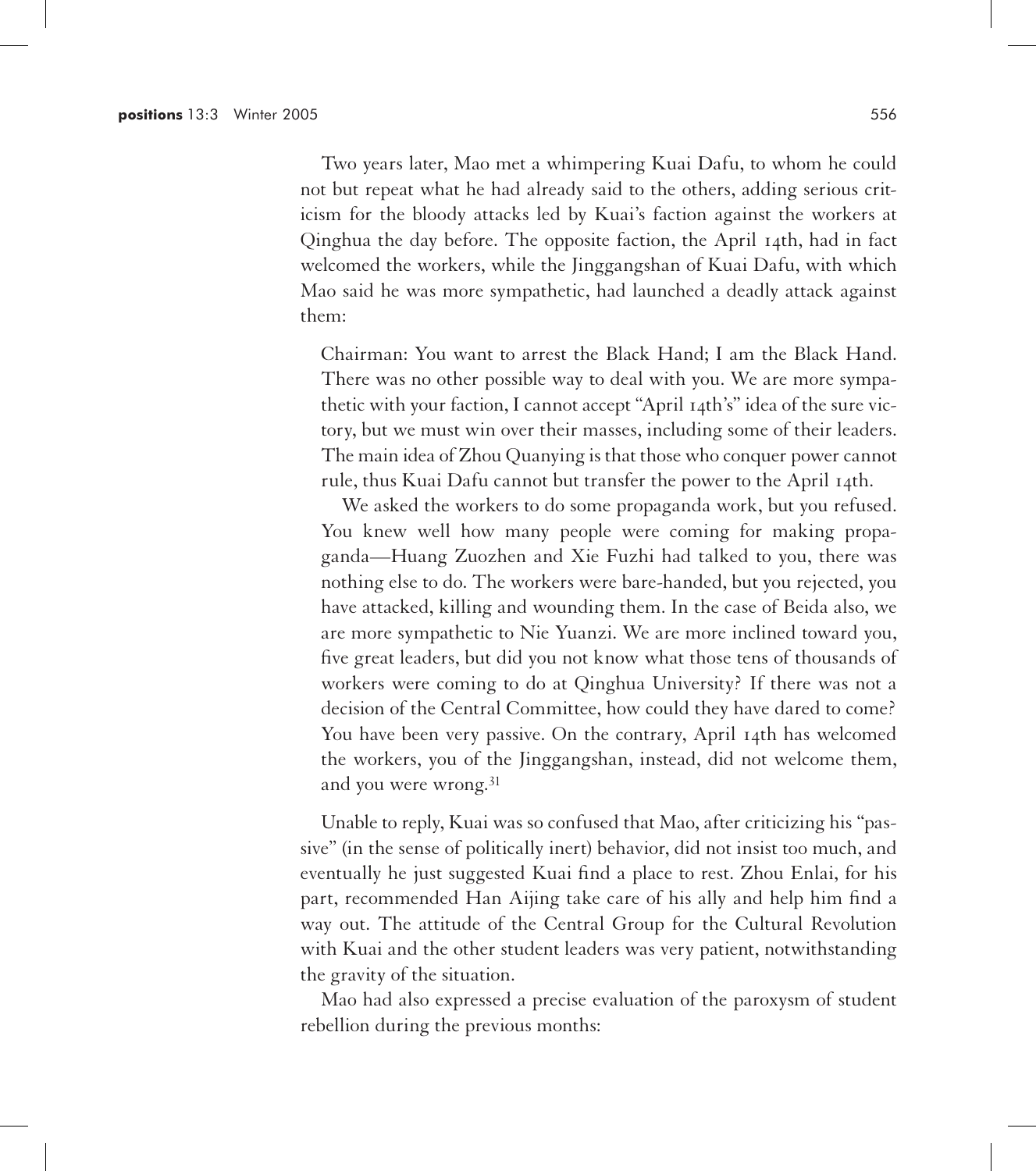Two years later, Mao met a whimpering Kuai Dafu, to whom he could not but repeat what he had already said to the others, adding serious criticism for the bloody attacks led by Kuai's faction against the workers at Qinghua the day before. The opposite faction, the April 14th, had in fact welcomed the workers, while the Jinggangshan of Kuai Dafu, with which Mao said he was more sympathetic, had launched a deadly attack against them:

> Chairman: You want to arrest the Black Hand; I am the Black Hand. There was no other possible way to deal with you. We are more sympathetic with your faction, I cannot accept "April 14th's" idea of the sure victory, but we must win over their masses, including some of their leaders. The main idea of Zhou Quanying is that those who conquer power cannot rule, thus Kuai Dafu cannot but transfer the power to the April 14th.
>
> We asked the workers to do some propaganda work, but you refused. You knew well how many people were coming for making propaganda—Huang Zuozhen and Xie Fuzhi had talked to you, there was nothing else to do. The workers were bare-handed, but you rejected, you have attacked, killing and wounding them. In the case of Beida also, we are more sympathetic to Nie Yuanzi. We are more inclined toward you, five great leaders, but did you not know what those tens of thousands of workers were coming to do at Qinghua University? If there was not a decision of the Central Committee, how could they have dared to come? You have been very passive. On the contrary, April 14th has welcomed the workers, you of the Jinggangshan, instead, did not welcome them, and you were wrong.[31]

Unable to reply, Kuai was so confused that Mao, after criticizing his "passive" (in the sense of politically inert) behavior, did not insist too much, and eventually he just suggested Kuai find a place to rest. Zhou Enlai, for his part, recommended Han Aijing take care of his ally and help him find a way out. The attitude of the Central Group for the Cultural Revolution with Kuai and the other student leaders was very patient, notwithstanding the gravity of the situation.

Mao had also expressed a precise evaluation of the paroxysm of student rebellion during the previous months: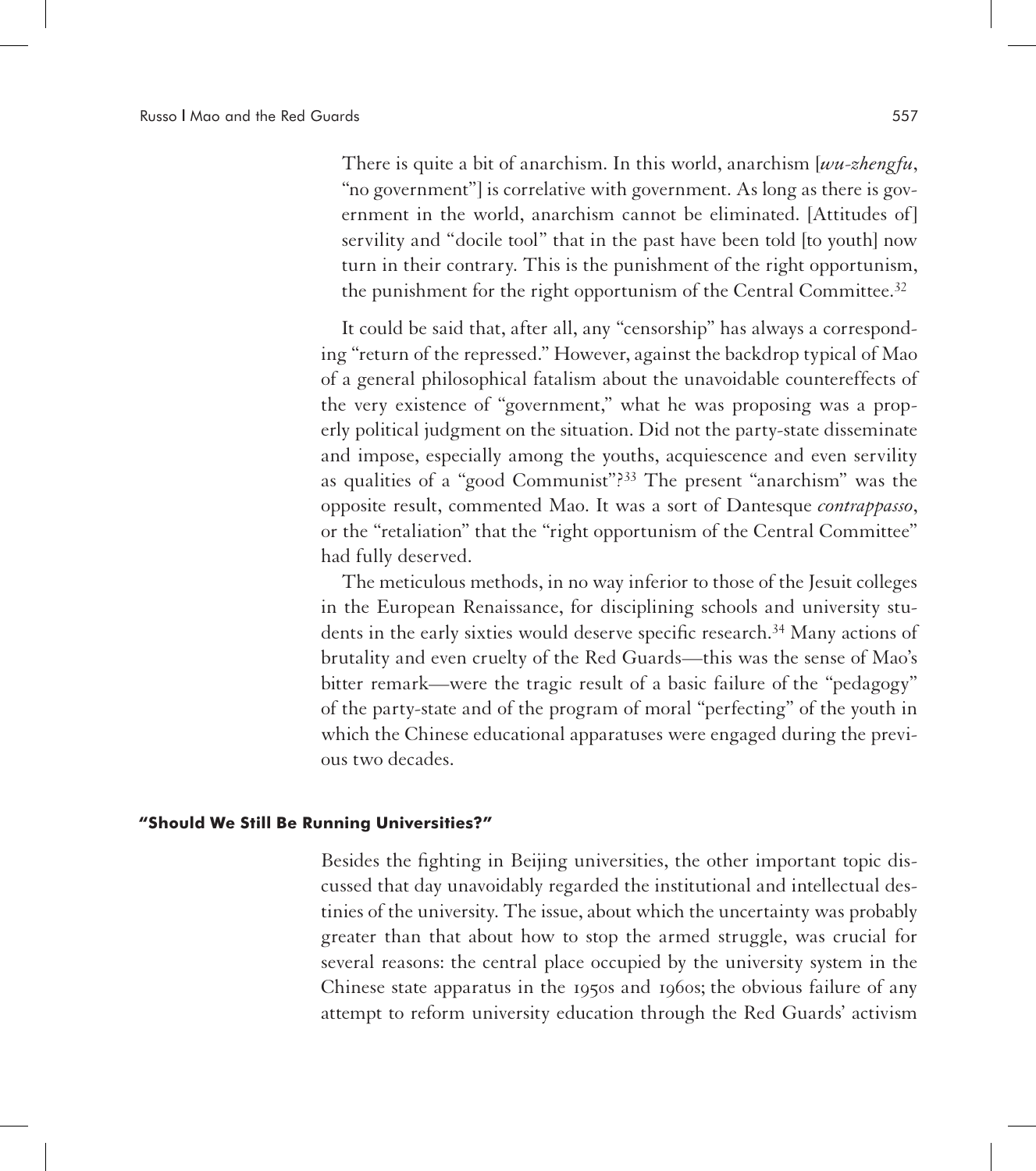> There is quite a bit of anarchism. In this world, anarchism [*wu-zhengfu*, "no government"] is correlative with government. As long as there is government in the world, anarchism cannot be eliminated. [Attitudes of] servility and "docile tool" that in the past have been told [to youth] now turn in their contrary. This is the punishment of the right opportunism, the punishment for the right opportunism of the Central Committee.[32]

It could be said that, after all, any "censorship" has always a corresponding "return of the repressed." However, against the backdrop typical of Mao of a general philosophical fatalism about the unavoidable countereffects of the very existence of "government," what he was proposing was a properly political judgment on the situation. Did not the party-state disseminate and impose, especially among the youths, acquiescence and even servility as qualities of a "good Communist"?[33] The present "anarchism" was the opposite result, commented Mao. It was a sort of Dantesque *contrappasso*, or the "retaliation" that the "right opportunism of the Central Committee" had fully deserved.

The meticulous methods, in no way inferior to those of the Jesuit colleges in the European Renaissance, for disciplining schools and university students in the early sixties would deserve specific research.[34] Many actions of brutality and even cruelty of the Red Guards—this was the sense of Mao's bitter remark—were the tragic result of a basic failure of the "pedagogy" of the party-state and of the program of moral "perfecting" of the youth in which the Chinese educational apparatuses were engaged during the previous two decades.

## "Should We Still Be Running Universities?"

Besides the fighting in Beijing universities, the other important topic discussed that day unavoidably regarded the institutional and intellectual destinies of the university. The issue, about which the uncertainty was probably greater than that about how to stop the armed struggle, was crucial for several reasons: the central place occupied by the university system in the Chinese state apparatus in the 1950s and 1960s; the obvious failure of any attempt to reform university education through the Red Guards' activism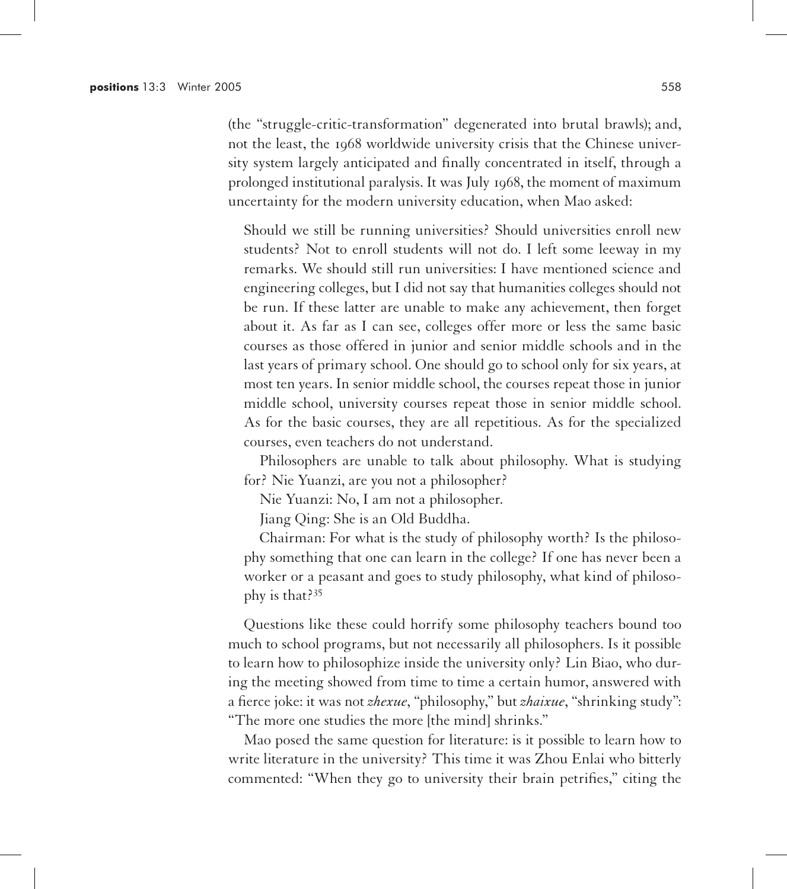(the "struggle-critic-transformation" degenerated into brutal brawls); and, not the least, the 1968 worldwide university crisis that the Chinese university system largely anticipated and finally concentrated in itself, through a prolonged institutional paralysis. It was July 1968, the moment of maximum uncertainty for the modern university education, when Mao asked:

> Should we still be running universities? Should universities enroll new students? Not to enroll students will not do. I left some leeway in my remarks. We should still run universities: I have mentioned science and engineering colleges, but I did not say that humanities colleges should not be run. If these latter are unable to make any achievement, then forget about it. As far as I can see, colleges offer more or less the same basic courses as those offered in junior and senior middle schools and in the last years of primary school. One should go to school only for six years, at most ten years. In senior middle school, the courses repeat those in junior middle school, university courses repeat those in senior middle school. As for the basic courses, they are all repetitious. As for the specialized courses, even teachers do not understand.
>
> Philosophers are unable to talk about philosophy. What is studying for? Nie Yuanzi, are you not a philosopher?
>
> Nie Yuanzi: No, I am not a philosopher.
>
> Jiang Qing: She is an Old Buddha.
>
> Chairman: For what is the study of philosophy worth? Is the philosophy something that one can learn in the college? If one has never been a worker or a peasant and goes to study philosophy, what kind of philosophy is that?[35]

Questions like these could horrify some philosophy teachers bound too much to school programs, but not necessarily all philosophers. Is it possible to learn how to philosophize inside the university only? Lin Biao, who during the meeting showed from time to time a certain humor, answered with a fierce joke: it was not *zhexue*, "philosophy," but *zhaixue*, "shrinking study": "The more one studies the more [the mind] shrinks."

Mao posed the same question for literature: is it possible to learn how to write literature in the university? This time it was Zhou Enlai who bitterly commented: "When they go to university their brain petrifies," citing the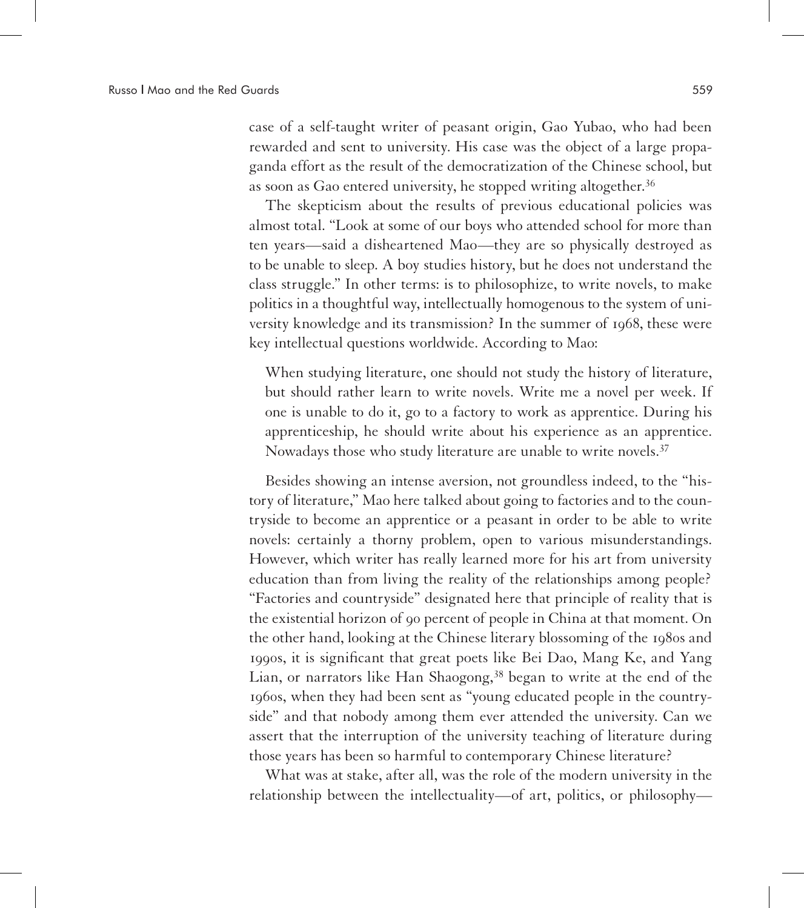case of a self-taught writer of peasant origin, Gao Yubao, who had been rewarded and sent to university. His case was the object of a large propaganda effort as the result of the democratization of the Chinese school, but as soon as Gao entered university, he stopped writing altogether.[36]

The skepticism about the results of previous educational policies was almost total. "Look at some of our boys who attended school for more than ten years—said a disheartened Mao—they are so physically destroyed as to be unable to sleep. A boy studies history, but he does not understand the class struggle." In other terms: is to philosophize, to write novels, to make politics in a thoughtful way, intellectually homogenous to the system of university knowledge and its transmission? In the summer of 1968, these were key intellectual questions worldwide. According to Mao:

> When studying literature, one should not study the history of literature, but should rather learn to write novels. Write me a novel per week. If one is unable to do it, go to a factory to work as apprentice. During his apprenticeship, he should write about his experience as an apprentice. Nowadays those who study literature are unable to write novels.[37]

Besides showing an intense aversion, not groundless indeed, to the "history of literature," Mao here talked about going to factories and to the countryside to become an apprentice or a peasant in order to be able to write novels: certainly a thorny problem, open to various misunderstandings. However, which writer has really learned more for his art from university education than from living the reality of the relationships among people? "Factories and countryside" designated here that principle of reality that is the existential horizon of 90 percent of people in China at that moment. On the other hand, looking at the Chinese literary blossoming of the 1980s and 1990s, it is significant that great poets like Bei Dao, Mang Ke, and Yang Lian, or narrators like Han Shaogong,[38] began to write at the end of the 1960s, when they had been sent as "young educated people in the countryside" and that nobody among them ever attended the university. Can we assert that the interruption of the university teaching of literature during those years has been so harmful to contemporary Chinese literature?

What was at stake, after all, was the role of the modern university in the relationship between the intellectuality—of art, politics, or philosophy—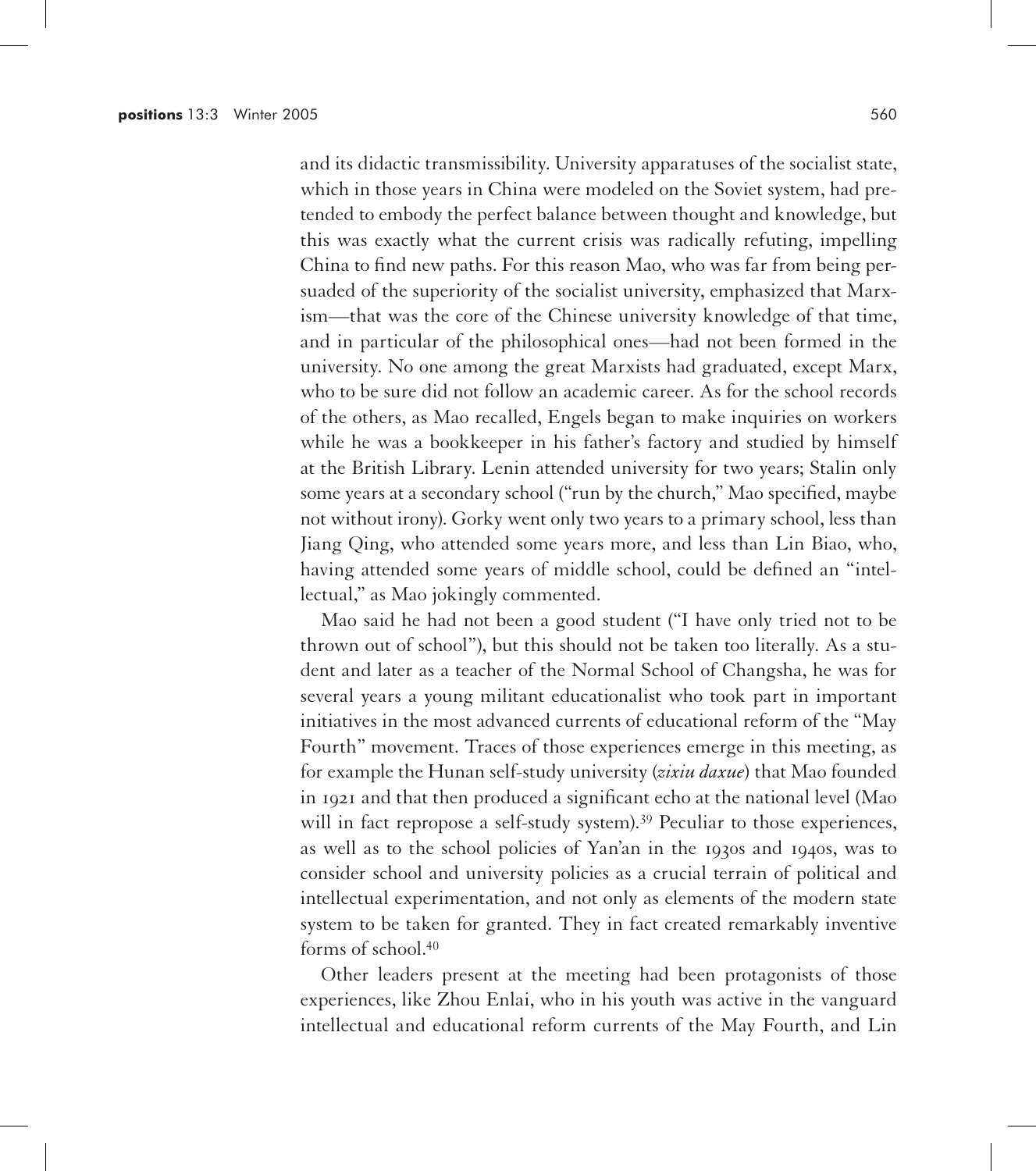and its didactic transmissibility. University apparatuses of the socialist state, which in those years in China were modeled on the Soviet system, had pretended to embody the perfect balance between thought and knowledge, but this was exactly what the current crisis was radically refuting, impelling China to find new paths. For this reason Mao, who was far from being persuaded of the superiority of the socialist university, emphasized that Marxism—that was the core of the Chinese university knowledge of that time, and in particular of the philosophical ones—had not been formed in the university. No one among the great Marxists had graduated, except Marx, who to be sure did not follow an academic career. As for the school records of the others, as Mao recalled, Engels began to make inquiries on workers while he was a bookkeeper in his father's factory and studied by himself at the British Library. Lenin attended university for two years; Stalin only some years at a secondary school ("run by the church," Mao specified, maybe not without irony). Gorky went only two years to a primary school, less than Jiang Qing, who attended some years more, and less than Lin Biao, who, having attended some years of middle school, could be defined an "intellectual," as Mao jokingly commented.

Mao said he had not been a good student ("I have only tried not to be thrown out of school"), but this should not be taken too literally. As a student and later as a teacher of the Normal School of Changsha, he was for several years a young militant educationalist who took part in important initiatives in the most advanced currents of educational reform of the "May Fourth" movement. Traces of those experiences emerge in this meeting, as for example the Hunan self-study university (*zixiu daxue*) that Mao founded in 1921 and that then produced a significant echo at the national level (Mao will in fact repropose a self-study system).[39] Peculiar to those experiences, as well as to the school policies of Yan'an in the 1930s and 1940s, was to consider school and university policies as a crucial terrain of political and intellectual experimentation, and not only as elements of the modern state system to be taken for granted. They in fact created remarkably inventive forms of school.[40]

Other leaders present at the meeting had been protagonists of those experiences, like Zhou Enlai, who in his youth was active in the vanguard intellectual and educational reform currents of the May Fourth, and Lin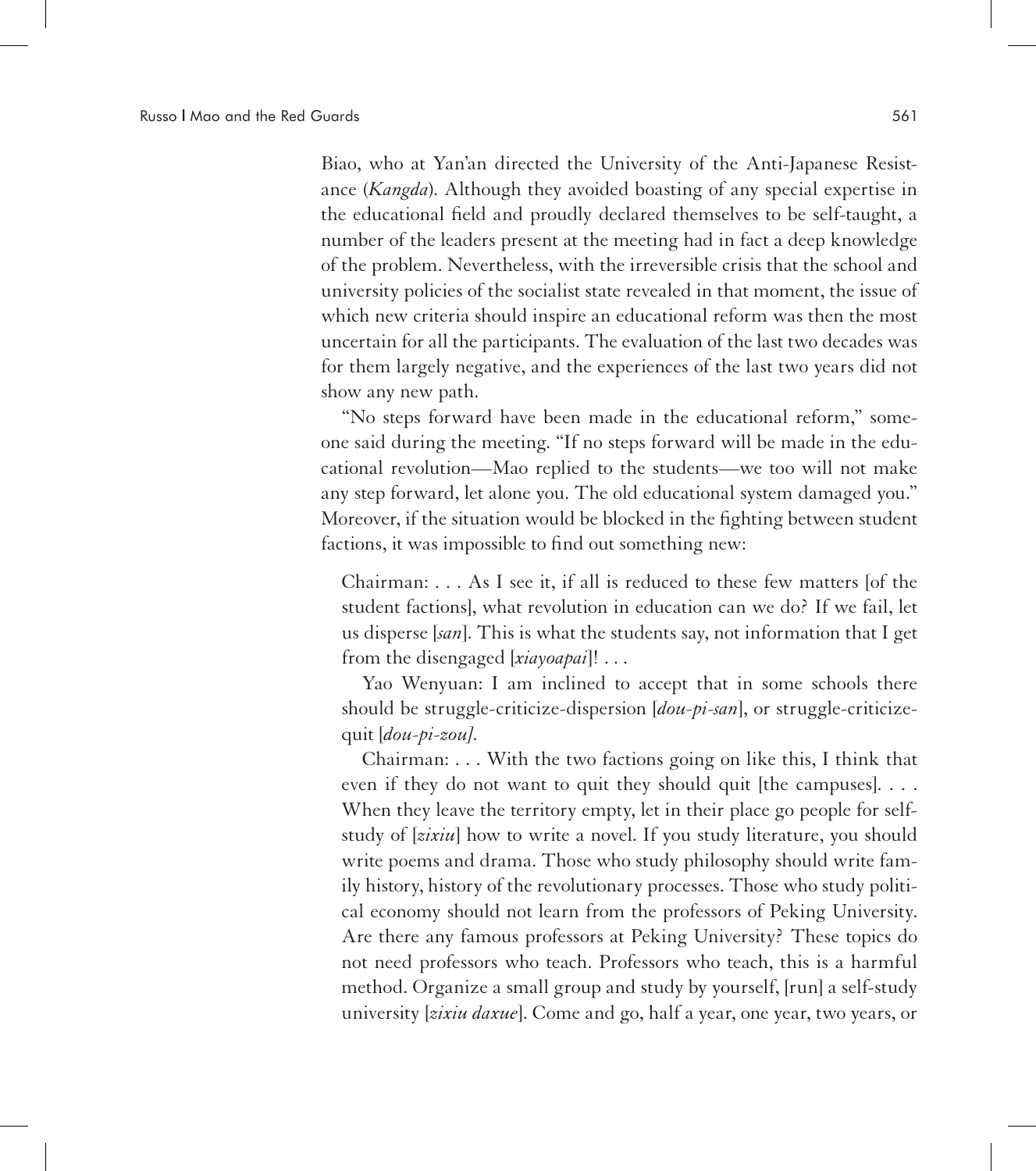Biao, who at Yan'an directed the University of the Anti-Japanese Resistance (*Kangda*). Although they avoided boasting of any special expertise in the educational field and proudly declared themselves to be self-taught, a number of the leaders present at the meeting had in fact a deep knowledge of the problem. Nevertheless, with the irreversible crisis that the school and university policies of the socialist state revealed in that moment, the issue of which new criteria should inspire an educational reform was then the most uncertain for all the participants. The evaluation of the last two decades was for them largely negative, and the experiences of the last two years did not show any new path.

"No steps forward have been made in the educational reform," someone said during the meeting. "If no steps forward will be made in the educational revolution—Mao replied to the students—we too will not make any step forward, let alone you. The old educational system damaged you." Moreover, if the situation would be blocked in the fighting between student factions, it was impossible to find out something new:

> Chairman: . . . As I see it, if all is reduced to these few matters [of the student factions], what revolution in education can we do? If we fail, let us disperse [*san*]. This is what the students say, not information that I get from the disengaged [*xiayoapai*]! . . .
>
> Yao Wenyuan: I am inclined to accept that in some schools there should be struggle-criticize-dispersion [*dou-pi-san*], or struggle-criticize-quit [*dou-pi-zou]*.
>
> Chairman: . . . With the two factions going on like this, I think that even if they do not want to quit they should quit [the campuses]. . . . When they leave the territory empty, let in their place go people for self-study of [*zixiu*] how to write a novel. If you study literature, you should write poems and drama. Those who study philosophy should write family history, history of the revolutionary processes. Those who study political economy should not learn from the professors of Peking University. Are there any famous professors at Peking University? These topics do not need professors who teach. Professors who teach, this is a harmful method. Organize a small group and study by yourself, [run] a self-study university [*zixiu daxue*]. Come and go, half a year, one year, two years, or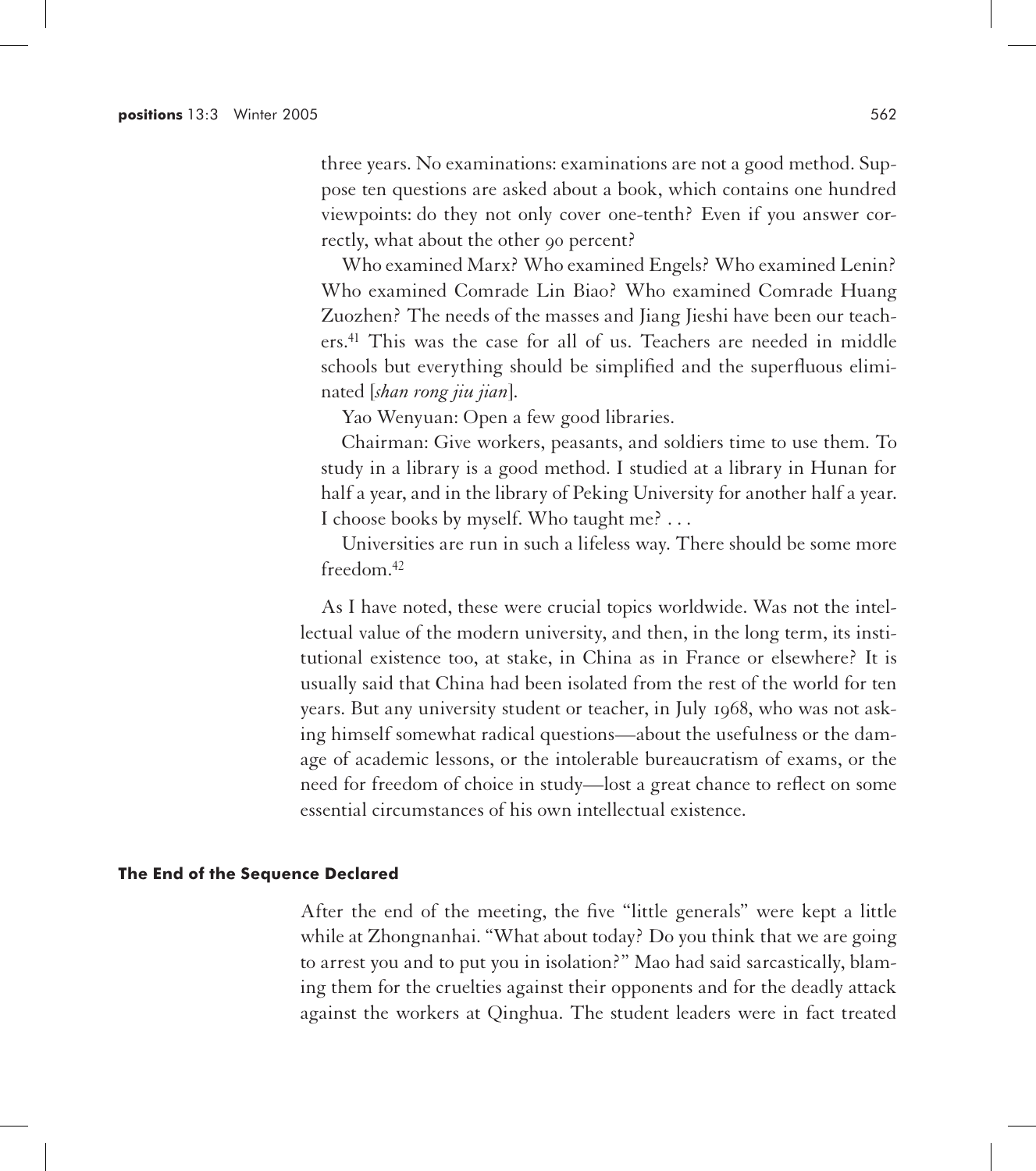three years. No examinations: examinations are not a good method. Suppose ten questions are asked about a book, which contains one hundred viewpoints: do they not only cover one-tenth? Even if you answer correctly, what about the other 90 percent?

Who examined Marx? Who examined Engels? Who examined Lenin? Who examined Comrade Lin Biao? Who examined Comrade Huang Zuozhen? The needs of the masses and Jiang Jieshi have been our teachers.[41] This was the case for all of us. Teachers are needed in middle schools but everything should be simplified and the superfluous eliminated [*shan rong jiu jian*].

Yao Wenyuan: Open a few good libraries.

Chairman: Give workers, peasants, and soldiers time to use them. To study in a library is a good method. I studied at a library in Hunan for half a year, and in the library of Peking University for another half a year. I choose books by myself. Who taught me? . . .

Universities are run in such a lifeless way. There should be some more freedom.[42]

As I have noted, these were crucial topics worldwide. Was not the intellectual value of the modern university, and then, in the long term, its institutional existence too, at stake, in China as in France or elsewhere? It is usually said that China had been isolated from the rest of the world for ten years. But any university student or teacher, in July 1968, who was not asking himself somewhat radical questions—about the usefulness or the damage of academic lessons, or the intolerable bureaucratism of exams, or the need for freedom of choice in study—lost a great chance to reflect on some essential circumstances of his own intellectual existence.

## The End of the Sequence Declared

After the end of the meeting, the five "little generals" were kept a little while at Zhongnanhai. "What about today? Do you think that we are going to arrest you and to put you in isolation?" Mao had said sarcastically, blaming them for the cruelties against their opponents and for the deadly attack against the workers at Qinghua. The student leaders were in fact treated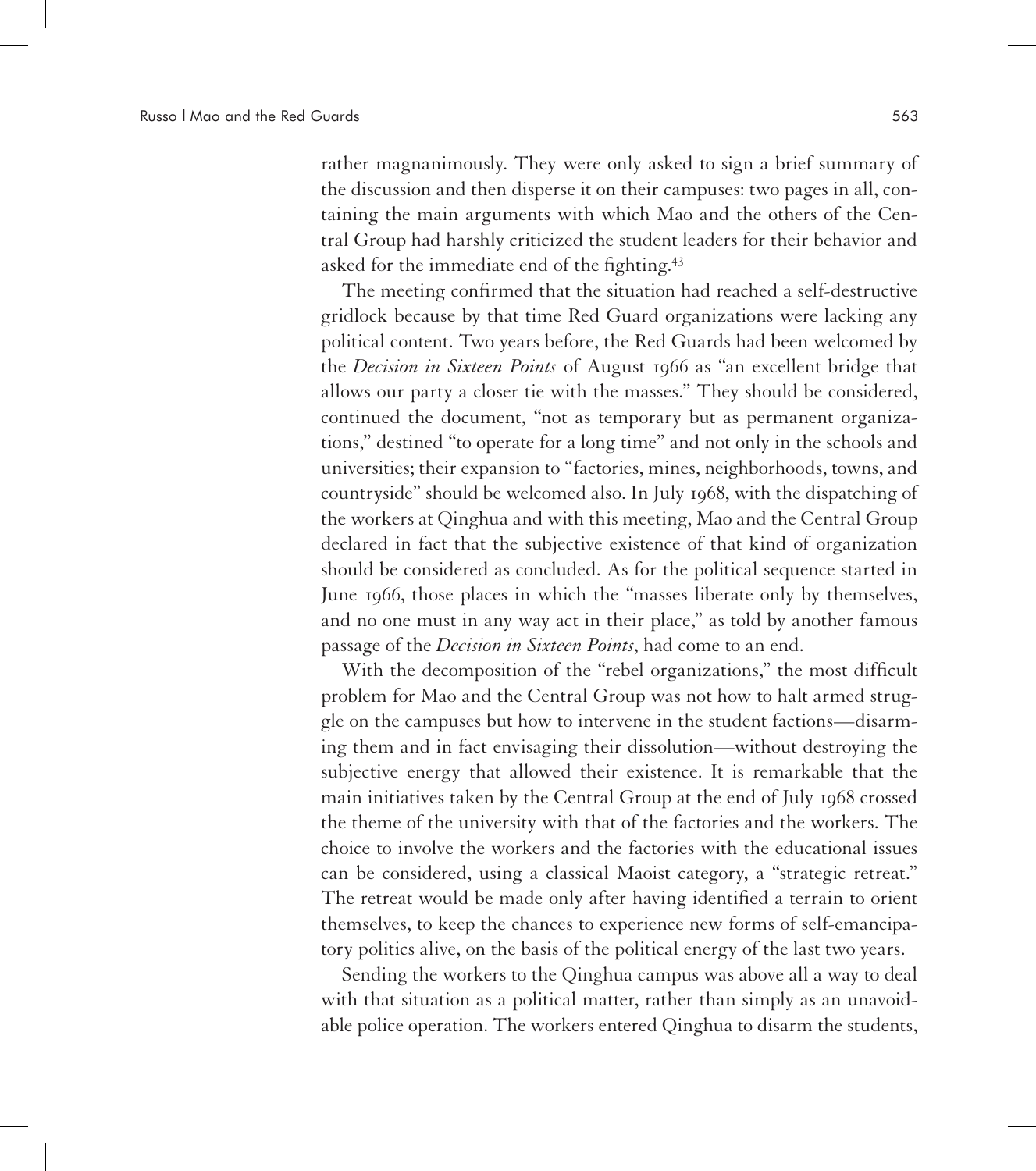rather magnanimously. They were only asked to sign a brief summary of the discussion and then disperse it on their campuses: two pages in all, containing the main arguments with which Mao and the others of the Central Group had harshly criticized the student leaders for their behavior and asked for the immediate end of the fighting.[43]

The meeting confirmed that the situation had reached a self-destructive gridlock because by that time Red Guard organizations were lacking any political content. Two years before, the Red Guards had been welcomed by the *Decision in Sixteen Points* of August 1966 as "an excellent bridge that allows our party a closer tie with the masses." They should be considered, continued the document, "not as temporary but as permanent organizations," destined "to operate for a long time" and not only in the schools and universities; their expansion to "factories, mines, neighborhoods, towns, and countryside" should be welcomed also. In July 1968, with the dispatching of the workers at Qinghua and with this meeting, Mao and the Central Group declared in fact that the subjective existence of that kind of organization should be considered as concluded. As for the political sequence started in June 1966, those places in which the "masses liberate only by themselves, and no one must in any way act in their place," as told by another famous passage of the *Decision in Sixteen Points*, had come to an end.

With the decomposition of the "rebel organizations," the most difficult problem for Mao and the Central Group was not how to halt armed struggle on the campuses but how to intervene in the student factions—disarming them and in fact envisaging their dissolution—without destroying the subjective energy that allowed their existence. It is remarkable that the main initiatives taken by the Central Group at the end of July 1968 crossed the theme of the university with that of the factories and the workers. The choice to involve the workers and the factories with the educational issues can be considered, using a classical Maoist category, a "strategic retreat." The retreat would be made only after having identified a terrain to orient themselves, to keep the chances to experience new forms of self-emancipatory politics alive, on the basis of the political energy of the last two years.

Sending the workers to the Qinghua campus was above all a way to deal with that situation as a political matter, rather than simply as an unavoidable police operation. The workers entered Qinghua to disarm the students,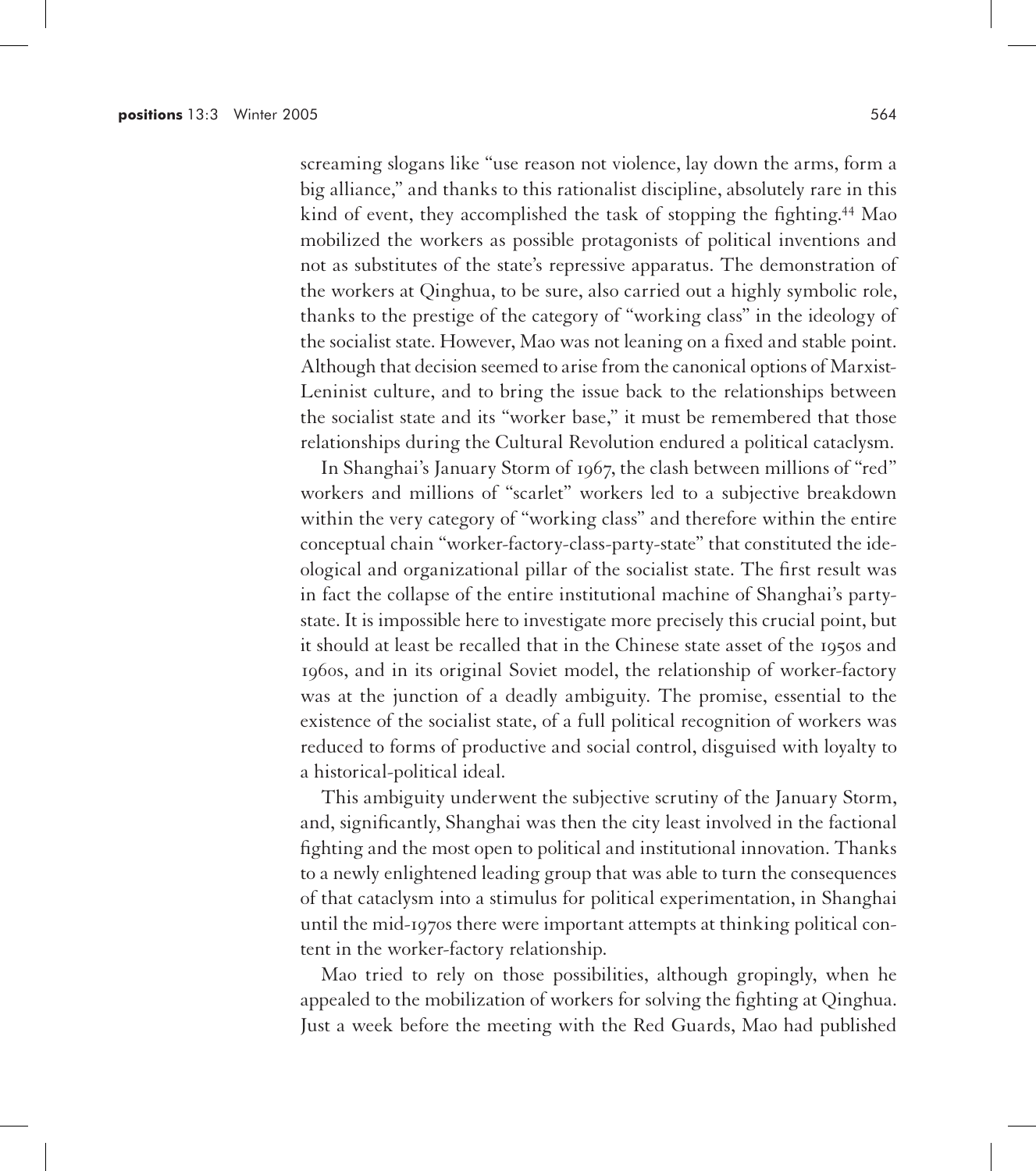screaming slogans like "use reason not violence, lay down the arms, form a big alliance," and thanks to this rationalist discipline, absolutely rare in this kind of event, they accomplished the task of stopping the fighting.[44] Mao mobilized the workers as possible protagonists of political inventions and not as substitutes of the state's repressive apparatus. The demonstration of the workers at Qinghua, to be sure, also carried out a highly symbolic role, thanks to the prestige of the category of "working class" in the ideology of the socialist state. However, Mao was not leaning on a fixed and stable point. Although that decision seemed to arise from the canonical options of Marxist-Leninist culture, and to bring the issue back to the relationships between the socialist state and its "worker base," it must be remembered that those relationships during the Cultural Revolution endured a political cataclysm.

In Shanghai's January Storm of 1967, the clash between millions of "red" workers and millions of "scarlet" workers led to a subjective breakdown within the very category of "working class" and therefore within the entire conceptual chain "worker-factory-class-party-state" that constituted the ideological and organizational pillar of the socialist state. The first result was in fact the collapse of the entire institutional machine of Shanghai's party-state. It is impossible here to investigate more precisely this crucial point, but it should at least be recalled that in the Chinese state asset of the 1950s and 1960s, and in its original Soviet model, the relationship of worker-factory was at the junction of a deadly ambiguity. The promise, essential to the existence of the socialist state, of a full political recognition of workers was reduced to forms of productive and social control, disguised with loyalty to a historical-political ideal.

This ambiguity underwent the subjective scrutiny of the January Storm, and, significantly, Shanghai was then the city least involved in the factional fighting and the most open to political and institutional innovation. Thanks to a newly enlightened leading group that was able to turn the consequences of that cataclysm into a stimulus for political experimentation, in Shanghai until the mid-1970s there were important attempts at thinking political content in the worker-factory relationship.

Mao tried to rely on those possibilities, although gropingly, when he appealed to the mobilization of workers for solving the fighting at Qinghua. Just a week before the meeting with the Red Guards, Mao had published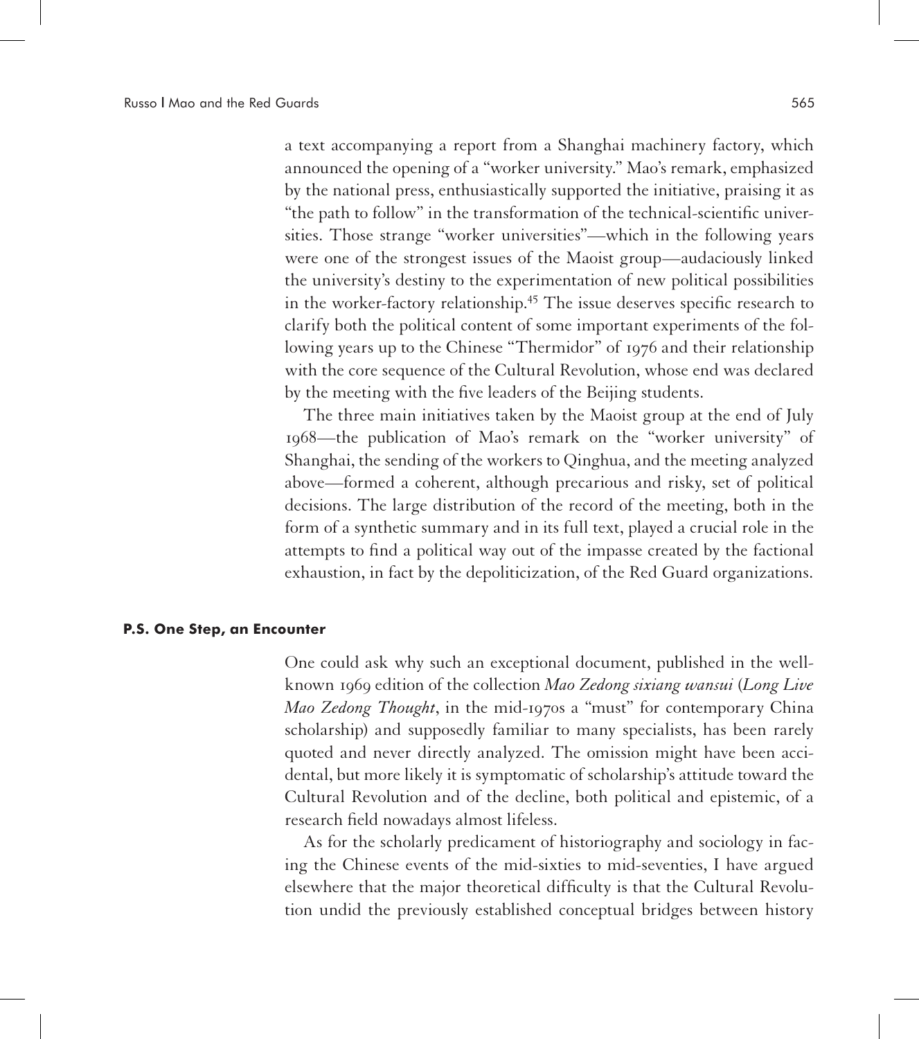a text accompanying a report from a Shanghai machinery factory, which announced the opening of a "worker university." Mao's remark, emphasized by the national press, enthusiastically supported the initiative, praising it as "the path to follow" in the transformation of the technical-scientific universities. Those strange "worker universities"—which in the following years were one of the strongest issues of the Maoist group—audaciously linked the university's destiny to the experimentation of new political possibilities in the worker-factory relationship.[45] The issue deserves specific research to clarify both the political content of some important experiments of the following years up to the Chinese "Thermidor" of 1976 and their relationship with the core sequence of the Cultural Revolution, whose end was declared by the meeting with the five leaders of the Beijing students.

The three main initiatives taken by the Maoist group at the end of July 1968—the publication of Mao's remark on the "worker university" of Shanghai, the sending of the workers to Qinghua, and the meeting analyzed above—formed a coherent, although precarious and risky, set of political decisions. The large distribution of the record of the meeting, both in the form of a synthetic summary and in its full text, played a crucial role in the attempts to find a political way out of the impasse created by the factional exhaustion, in fact by the depoliticization, of the Red Guard organizations.

### P.S. One Step, an Encounter

One could ask why such an exceptional document, published in the well-known 1969 edition of the collection *Mao Zedong sixiang wansui* (*Long Live Mao Zedong Thought*, in the mid-1970s a "must" for contemporary China scholarship) and supposedly familiar to many specialists, has been rarely quoted and never directly analyzed. The omission might have been accidental, but more likely it is symptomatic of scholarship's attitude toward the Cultural Revolution and of the decline, both political and epistemic, of a research field nowadays almost lifeless.

As for the scholarly predicament of historiography and sociology in facing the Chinese events of the mid-sixties to mid-seventies, I have argued elsewhere that the major theoretical difficulty is that the Cultural Revolution undid the previously established conceptual bridges between history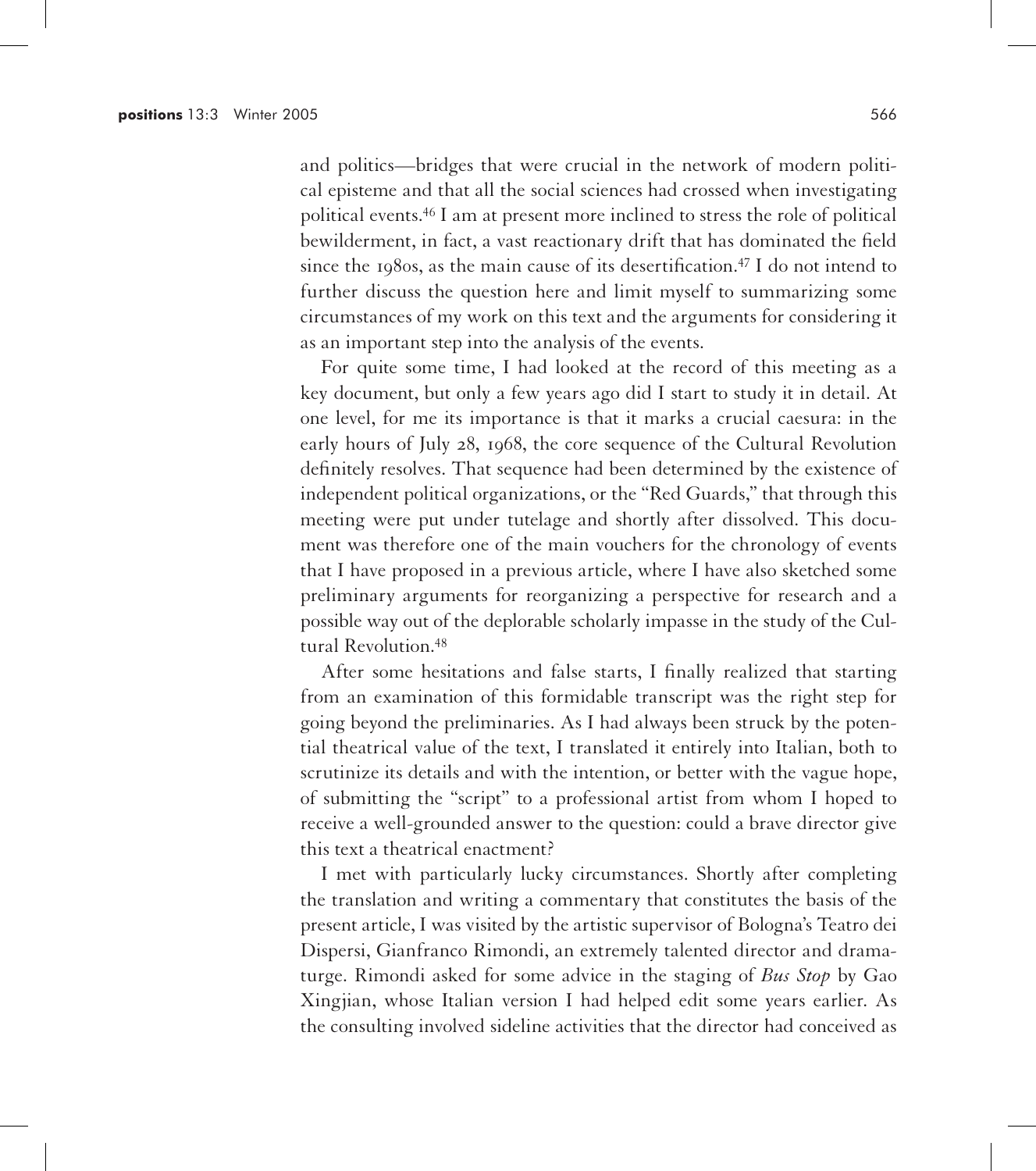and politics—bridges that were crucial in the network of modern political episteme and that all the social sciences had crossed when investigating political events.[46] I am at present more inclined to stress the role of political bewilderment, in fact, a vast reactionary drift that has dominated the field since the 1980s, as the main cause of its desertification.[47] I do not intend to further discuss the question here and limit myself to summarizing some circumstances of my work on this text and the arguments for considering it as an important step into the analysis of the events.

For quite some time, I had looked at the record of this meeting as a key document, but only a few years ago did I start to study it in detail. At one level, for me its importance is that it marks a crucial caesura: in the early hours of July 28, 1968, the core sequence of the Cultural Revolution definitely resolves. That sequence had been determined by the existence of independent political organizations, or the "Red Guards," that through this meeting were put under tutelage and shortly after dissolved. This document was therefore one of the main vouchers for the chronology of events that I have proposed in a previous article, where I have also sketched some preliminary arguments for reorganizing a perspective for research and a possible way out of the deplorable scholarly impasse in the study of the Cultural Revolution.[48]

After some hesitations and false starts, I finally realized that starting from an examination of this formidable transcript was the right step for going beyond the preliminaries. As I had always been struck by the potential theatrical value of the text, I translated it entirely into Italian, both to scrutinize its details and with the intention, or better with the vague hope, of submitting the "script" to a professional artist from whom I hoped to receive a well-grounded answer to the question: could a brave director give this text a theatrical enactment?

I met with particularly lucky circumstances. Shortly after completing the translation and writing a commentary that constitutes the basis of the present article, I was visited by the artistic supervisor of Bologna's Teatro dei Dispersi, Gianfranco Rimondi, an extremely talented director and dramaturge. Rimondi asked for some advice in the staging of *Bus Stop* by Gao Xingjian, whose Italian version I had helped edit some years earlier. As the consulting involved sideline activities that the director had conceived as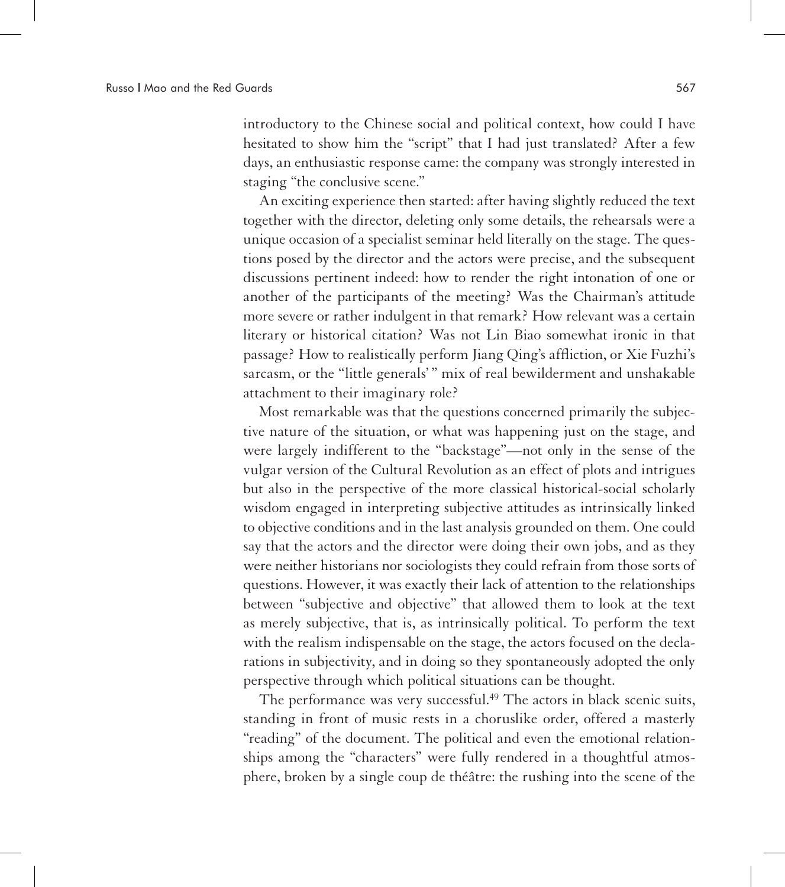introductory to the Chinese social and political context, how could I have hesitated to show him the "script" that I had just translated? After a few days, an enthusiastic response came: the company was strongly interested in staging "the conclusive scene."

An exciting experience then started: after having slightly reduced the text together with the director, deleting only some details, the rehearsals were a unique occasion of a specialist seminar held literally on the stage. The questions posed by the director and the actors were precise, and the subsequent discussions pertinent indeed: how to render the right intonation of one or another of the participants of the meeting? Was the Chairman's attitude more severe or rather indulgent in that remark? How relevant was a certain literary or historical citation? Was not Lin Biao somewhat ironic in that passage? How to realistically perform Jiang Qing's affliction, or Xie Fuzhi's sarcasm, or the "little generals'" mix of real bewilderment and unshakable attachment to their imaginary role?

Most remarkable was that the questions concerned primarily the subjective nature of the situation, or what was happening just on the stage, and were largely indifferent to the "backstage"—not only in the sense of the vulgar version of the Cultural Revolution as an effect of plots and intrigues but also in the perspective of the more classical historical-social scholarly wisdom engaged in interpreting subjective attitudes as intrinsically linked to objective conditions and in the last analysis grounded on them. One could say that the actors and the director were doing their own jobs, and as they were neither historians nor sociologists they could refrain from those sorts of questions. However, it was exactly their lack of attention to the relationships between "subjective and objective" that allowed them to look at the text as merely subjective, that is, as intrinsically political. To perform the text with the realism indispensable on the stage, the actors focused on the declarations in subjectivity, and in doing so they spontaneously adopted the only perspective through which political situations can be thought.

The performance was very successful.[49] The actors in black scenic suits, standing in front of music rests in a choruslike order, offered a masterly "reading" of the document. The political and even the emotional relationships among the "characters" were fully rendered in a thoughtful atmosphere, broken by a single coup de théâtre: the rushing into the scene of the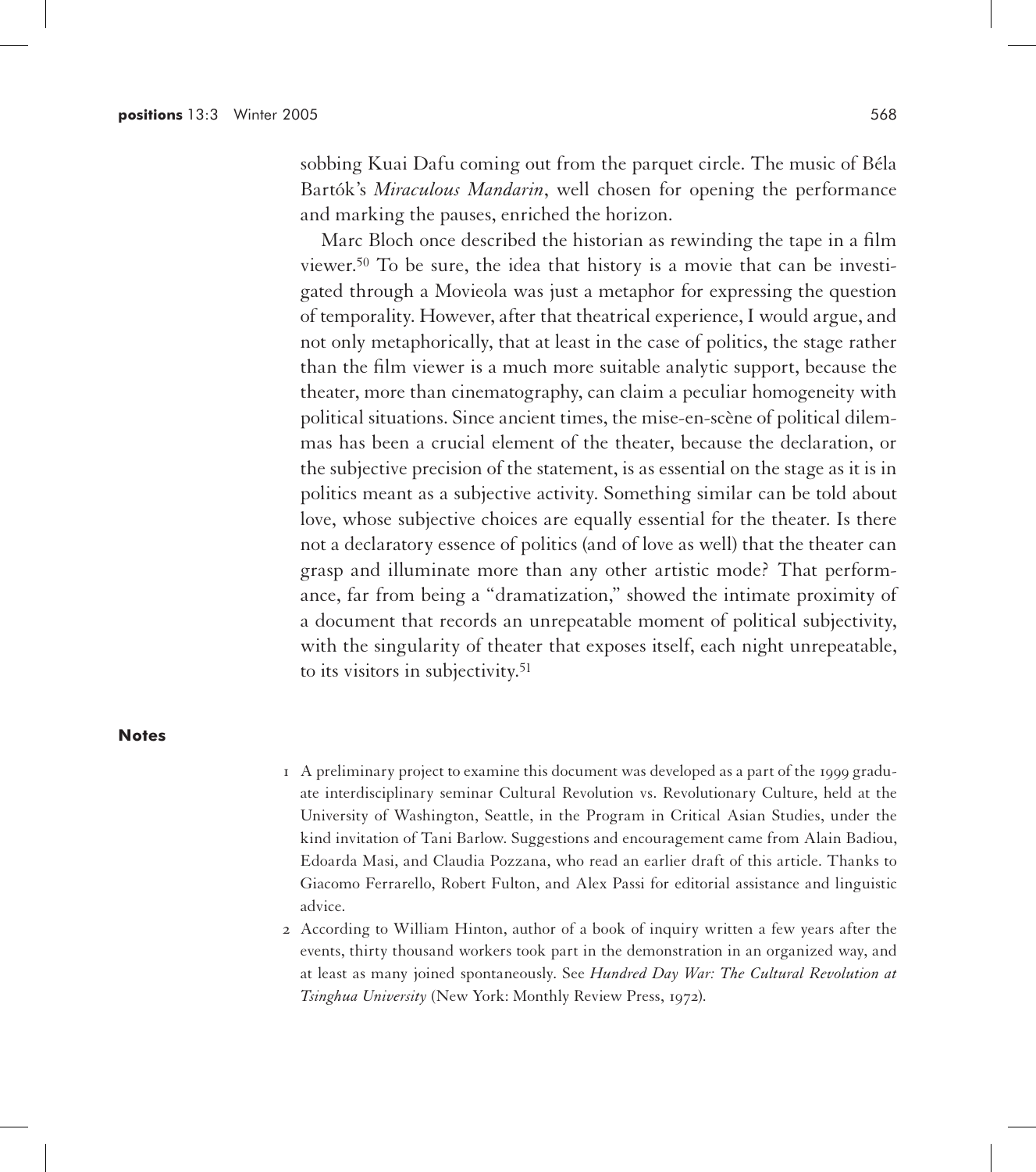sobbing Kuai Dafu coming out from the parquet circle. The music of Béla Bartók's *Miraculous Mandarin*, well chosen for opening the performance and marking the pauses, enriched the horizon.

Marc Bloch once described the historian as rewinding the tape in a film viewer.[50] To be sure, the idea that history is a movie that can be investigated through a Movieola was just a metaphor for expressing the question of temporality. However, after that theatrical experience, I would argue, and not only metaphorically, that at least in the case of politics, the stage rather than the film viewer is a much more suitable analytic support, because the theater, more than cinematography, can claim a peculiar homogeneity with political situations. Since ancient times, the mise-en-scène of political dilemmas has been a crucial element of the theater, because the declaration, or the subjective precision of the statement, is as essential on the stage as it is in politics meant as a subjective activity. Something similar can be told about love, whose subjective choices are equally essential for the theater. Is there not a declaratory essence of politics (and of love as well) that the theater can grasp and illuminate more than any other artistic mode? That performance, far from being a "dramatization," showed the intimate proximity of a document that records an unrepeatable moment of political subjectivity, with the singularity of theater that exposes itself, each night unrepeatable, to its visitors in subjectivity.[51]

## Notes

1 A preliminary project to examine this document was developed as a part of the 1999 graduate interdisciplinary seminar Cultural Revolution vs. Revolutionary Culture, held at the University of Washington, Seattle, in the Program in Critical Asian Studies, under the kind invitation of Tani Barlow. Suggestions and encouragement came from Alain Badiou, Edoarda Masi, and Claudia Pozzana, who read an earlier draft of this article. Thanks to Giacomo Ferrarello, Robert Fulton, and Alex Passi for editorial assistance and linguistic advice.

2 According to William Hinton, author of a book of inquiry written a few years after the events, thirty thousand workers took part in the demonstration in an organized way, and at least as many joined spontaneously. See *Hundred Day War: The Cultural Revolution at Tsinghua University* (New York: Monthly Review Press, 1972).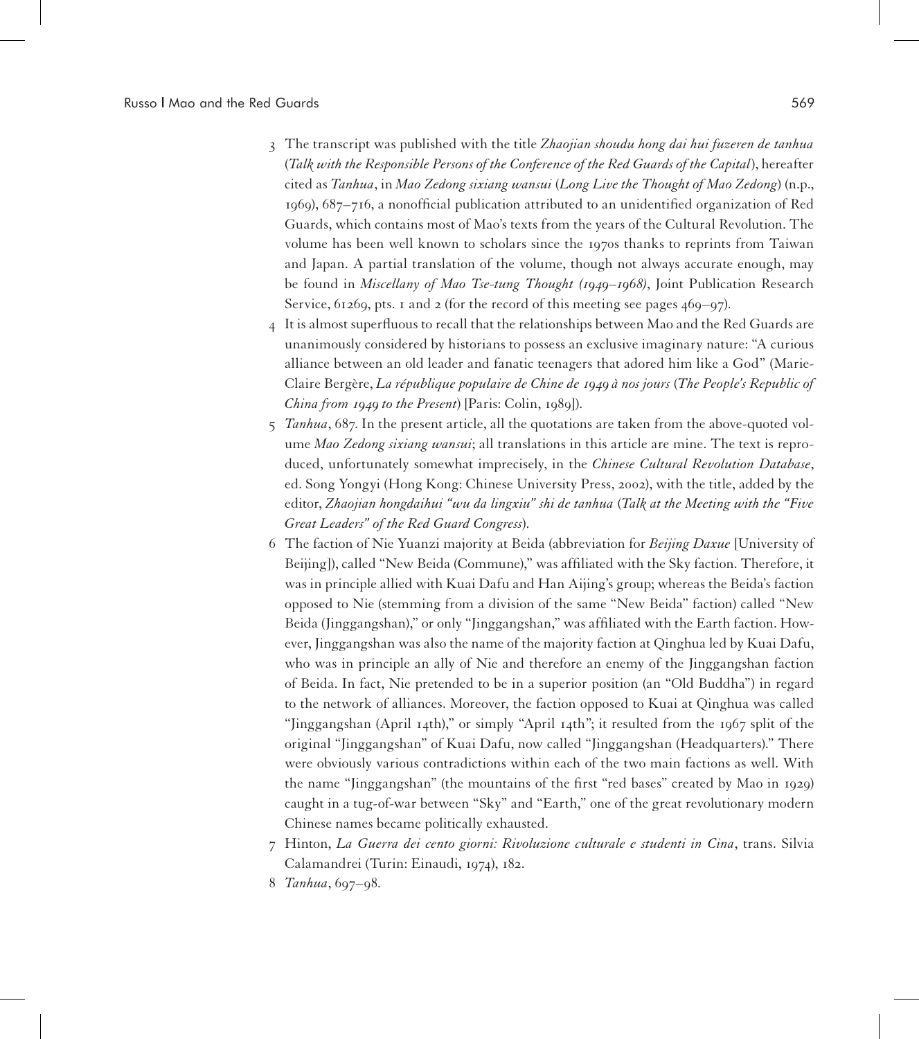3 The transcript was published with the title *Zhaojian shoudu hong dai hui fuzeren de tanhua* (*Talk with the Responsible Persons of the Conference of the Red Guards of the Capital*), hereafter cited as *Tanhua*, in *Mao Zedong sixiang wansui* (*Long Live the Thought of Mao Zedong*) (n.p., 1969), 687–716, a nonofficial publication attributed to an unidentified organization of Red Guards, which contains most of Mao's texts from the years of the Cultural Revolution. The volume has been well known to scholars since the 1970s thanks to reprints from Taiwan and Japan. A partial translation of the volume, though not always accurate enough, may be found in *Miscellany of Mao Tse-tung Thought (1949–1968)*, Joint Publication Research Service, 61269, pts. 1 and 2 (for the record of this meeting see pages 469–97).

4 It is almost superfluous to recall that the relationships between Mao and the Red Guards are unanimously considered by historians to possess an exclusive imaginary nature: "A curious alliance between an old leader and fanatic teenagers that adored him like a God" (Marie-Claire Bergère, *La république populaire de Chine de 1949 à nos jours* (*The People's Republic of China from 1949 to the Present*) [Paris: Colin, 1989]).

5 *Tanhua*, 687. In the present article, all the quotations are taken from the above-quoted volume *Mao Zedong sixiang wansui*; all translations in this article are mine. The text is reproduced, unfortunately somewhat imprecisely, in the *Chinese Cultural Revolution Database*, ed. Song Yongyi (Hong Kong: Chinese University Press, 2002), with the title, added by the editor, *Zhaojian hongdaihui "wu da lingxiu" shi de tanhua* (*Talk at the Meeting with the "Five Great Leaders" of the Red Guard Congress*).

6 The faction of Nie Yuanzi majority at Beida (abbreviation for *Beijing Daxue* [University of Beijing]), called "New Beida (Commune)," was affiliated with the Sky faction. Therefore, it was in principle allied with Kuai Dafu and Han Aijing's group; whereas the Beida's faction opposed to Nie (stemming from a division of the same "New Beida" faction) called "New Beida (Jinggangshan)," or only "Jinggangshan," was affiliated with the Earth faction. However, Jinggangshan was also the name of the majority faction at Qinghua led by Kuai Dafu, who was in principle an ally of Nie and therefore an enemy of the Jinggangshan faction of Beida. In fact, Nie pretended to be in a superior position (an "Old Buddha") in regard to the network of alliances. Moreover, the faction opposed to Kuai at Qinghua was called "Jinggangshan (April 14th)," or simply "April 14th"; it resulted from the 1967 split of the original "Jinggangshan" of Kuai Dafu, now called "Jinggangshan (Headquarters)." There were obviously various contradictions within each of the two main factions as well. With the name "Jinggangshan" (the mountains of the first "red bases" created by Mao in 1929) caught in a tug-of-war between "Sky" and "Earth," one of the great revolutionary modern Chinese names became politically exhausted.

7 Hinton, *La Guerra dei cento giorni: Rivoluzione culturale e studenti in Cina*, trans. Silvia Calamandrei (Turin: Einaudi, 1974), 182.

8 *Tanhua*, 697–98.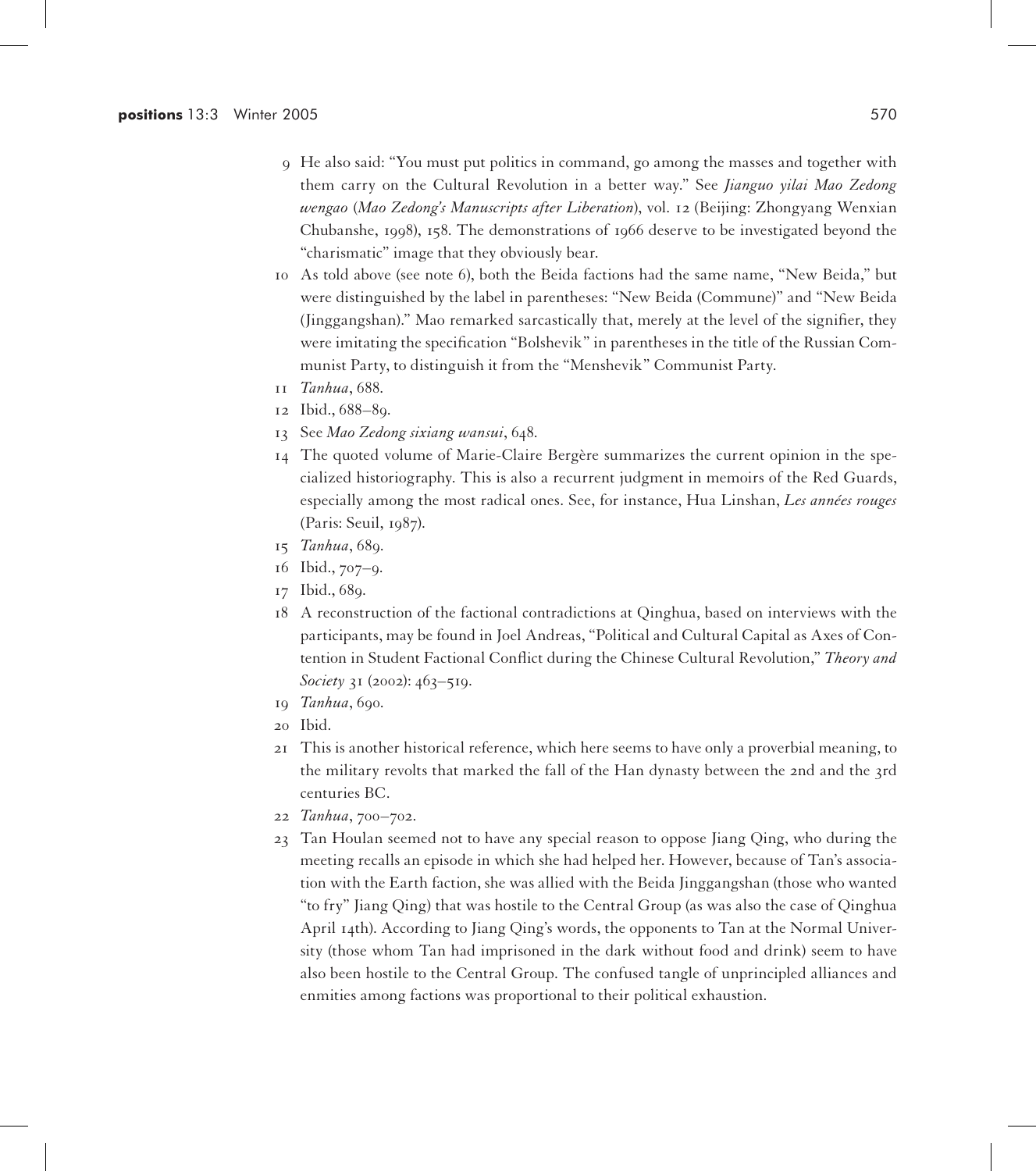9 He also said: "You must put politics in command, go among the masses and together with them carry on the Cultural Revolution in a better way." See *Jianguo yilai Mao Zedong wengao* (*Mao Zedong's Manuscripts after Liberation*), vol. 12 (Beijing: Zhongyang Wenxian Chubanshe, 1998), 158. The demonstrations of 1966 deserve to be investigated beyond the "charismatic" image that they obviously bear.

10 As told above (see note 6), both the Beida factions had the same name, "New Beida," but were distinguished by the label in parentheses: "New Beida (Commune)" and "New Beida (Jinggangshan)." Mao remarked sarcastically that, merely at the level of the signifier, they were imitating the specification "Bolshevik" in parentheses in the title of the Russian Communist Party, to distinguish it from the "Menshevik" Communist Party.

11 *Tanhua*, 688.

12 Ibid., 688–89.

13 See *Mao Zedong sixiang wansui*, 648.

14 The quoted volume of Marie-Claire Bergère summarizes the current opinion in the specialized historiography. This is also a recurrent judgment in memoirs of the Red Guards, especially among the most radical ones. See, for instance, Hua Linshan, *Les années rouges* (Paris: Seuil, 1987).

15 *Tanhua*, 689.

16 Ibid., 707–9.

17 Ibid., 689.

18 A reconstruction of the factional contradictions at Qinghua, based on interviews with the participants, may be found in Joel Andreas, "Political and Cultural Capital as Axes of Contention in Student Factional Conflict during the Chinese Cultural Revolution," *Theory and Society* 31 (2002): 463–519.

19 *Tanhua*, 690.

20 Ibid.

21 This is another historical reference, which here seems to have only a proverbial meaning, to the military revolts that marked the fall of the Han dynasty between the 2nd and the 3rd centuries BC.

22 *Tanhua*, 700–702.

23 Tan Houlan seemed not to have any special reason to oppose Jiang Qing, who during the meeting recalls an episode in which she had helped her. However, because of Tan's association with the Earth faction, she was allied with the Beida Jinggangshan (those who wanted "to fry" Jiang Qing) that was hostile to the Central Group (as was also the case of Qinghua April 14th). According to Jiang Qing's words, the opponents to Tan at the Normal University (those whom Tan had imprisoned in the dark without food and drink) seem to have also been hostile to the Central Group. The confused tangle of unprincipled alliances and enmities among factions was proportional to their political exhaustion.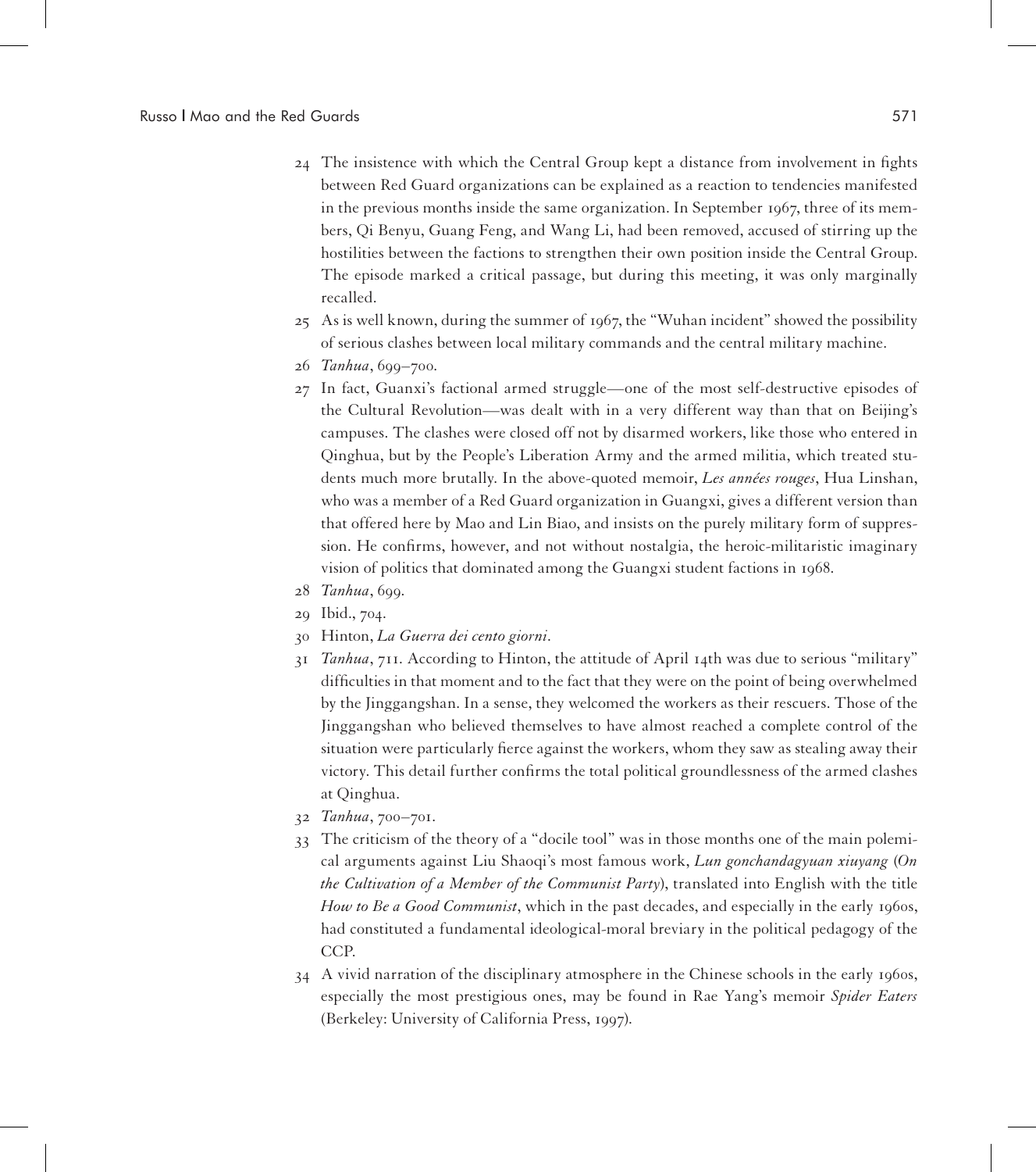24 The insistence with which the Central Group kept a distance from involvement in fights between Red Guard organizations can be explained as a reaction to tendencies manifested in the previous months inside the same organization. In September 1967, three of its members, Qi Benyu, Guang Feng, and Wang Li, had been removed, accused of stirring up the hostilities between the factions to strengthen their own position inside the Central Group. The episode marked a critical passage, but during this meeting, it was only marginally recalled.

25 As is well known, during the summer of 1967, the "Wuhan incident" showed the possibility of serious clashes between local military commands and the central military machine.

26 *Tanhua*, 699–700.

27 In fact, Guanxi's factional armed struggle—one of the most self-destructive episodes of the Cultural Revolution—was dealt with in a very different way than that on Beijing's campuses. The clashes were closed off not by disarmed workers, like those who entered in Qinghua, but by the People's Liberation Army and the armed militia, which treated students much more brutally. In the above-quoted memoir, *Les années rouges*, Hua Linshan, who was a member of a Red Guard organization in Guangxi, gives a different version than that offered here by Mao and Lin Biao, and insists on the purely military form of suppression. He confirms, however, and not without nostalgia, the heroic-militaristic imaginary vision of politics that dominated among the Guangxi student factions in 1968.

28 *Tanhua*, 699.

29 Ibid., 704.

30 Hinton, *La Guerra dei cento giorni*.

31 *Tanhua*, 711. According to Hinton, the attitude of April 14th was due to serious "military" difficulties in that moment and to the fact that they were on the point of being overwhelmed by the Jinggangshan. In a sense, they welcomed the workers as their rescuers. Those of the Jinggangshan who believed themselves to have almost reached a complete control of the situation were particularly fierce against the workers, whom they saw as stealing away their victory. This detail further confirms the total political groundlessness of the armed clashes at Qinghua.

32 *Tanhua*, 700–701.

33 The criticism of the theory of a "docile tool" was in those months one of the main polemical arguments against Liu Shaoqi's most famous work, *Lun gonchandagyuan xiuyang* (*On the Cultivation of a Member of the Communist Party*), translated into English with the title *How to Be a Good Communist*, which in the past decades, and especially in the early 1960s, had constituted a fundamental ideological-moral breviary in the political pedagogy of the CCP.

34 A vivid narration of the disciplinary atmosphere in the Chinese schools in the early 1960s, especially the most prestigious ones, may be found in Rae Yang's memoir *Spider Eaters* (Berkeley: University of California Press, 1997).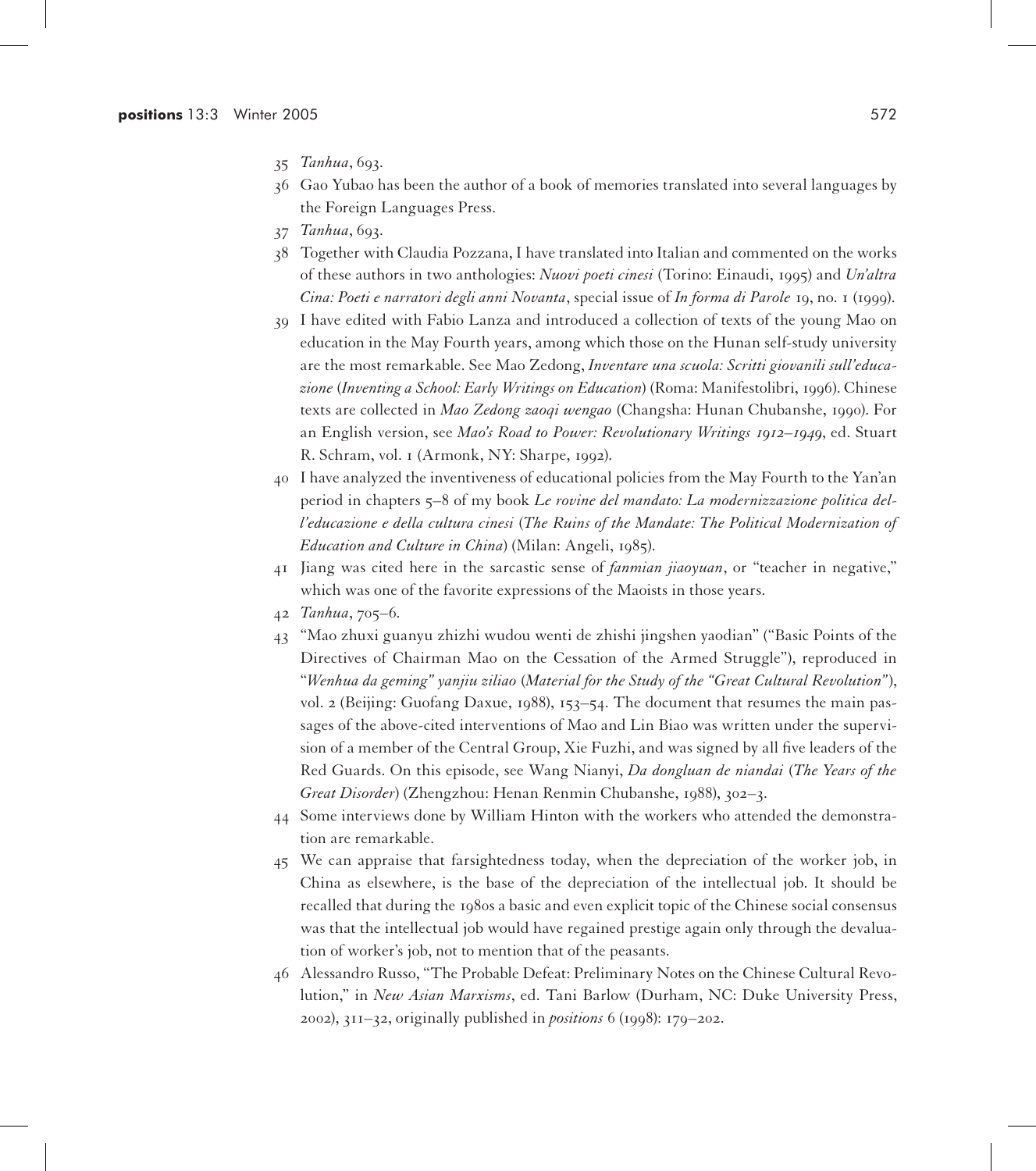35 *Tanhua*, 693.

36 Gao Yubao has been the author of a book of memories translated into several languages by the Foreign Languages Press.

37 *Tanhua*, 693.

38 Together with Claudia Pozzana, I have translated into Italian and commented on the works of these authors in two anthologies: *Nuovi poeti cinesi* (Torino: Einaudi, 1995) and *Un'altra Cina: Poeti e narratori degli anni Novanta*, special issue of *In forma di Parole* 19, no. 1 (1999).

39 I have edited with Fabio Lanza and introduced a collection of texts of the young Mao on education in the May Fourth years, among which those on the Hunan self-study university are the most remarkable. See Mao Zedong, *Inventare una scuola: Scritti giovanili sull'educazione* (*Inventing a School: Early Writings on Education*) (Roma: Manifestolibri, 1996). Chinese texts are collected in *Mao Zedong zaoqi wengao* (Changsha: Hunan Chubanshe, 1990). For an English version, see *Mao's Road to Power: Revolutionary Writings 1912–1949*, ed. Stuart R. Schram, vol. 1 (Armonk, NY: Sharpe, 1992).

40 I have analyzed the inventiveness of educational policies from the May Fourth to the Yan'an period in chapters 5–8 of my book *Le rovine del mandato: La modernizzazione politica dell'educazione e della cultura cinesi* (*The Ruins of the Mandate: The Political Modernization of Education and Culture in China*) (Milan: Angeli, 1985).

41 Jiang was cited here in the sarcastic sense of *fanmian jiaoyuan*, or "teacher in negative," which was one of the favorite expressions of the Maoists in those years.

42 *Tanhua*, 705–6.

43 "Mao zhuxi guanyu zhizhi wudou wenti de zhishi jingshen yaodian" ("Basic Points of the Directives of Chairman Mao on the Cessation of the Armed Struggle"), reproduced in "*Wenhua da geming" yanjiu ziliao* (*Material for the Study of the "Great Cultural Revolution"*), vol. 2 (Beijing: Guofang Daxue, 1988), 153–54. The document that resumes the main passages of the above-cited interventions of Mao and Lin Biao was written under the supervision of a member of the Central Group, Xie Fuzhi, and was signed by all five leaders of the Red Guards. On this episode, see Wang Nianyi, *Da dongluan de niandai* (*The Years of the Great Disorder*) (Zhengzhou: Henan Renmin Chubanshe, 1988), 302–3.

44 Some interviews done by William Hinton with the workers who attended the demonstration are remarkable.

45 We can appraise that farsightedness today, when the depreciation of the worker job, in China as elsewhere, is the base of the depreciation of the intellectual job. It should be recalled that during the 1980s a basic and even explicit topic of the Chinese social consensus was that the intellectual job would have regained prestige again only through the devaluation of worker's job, not to mention that of the peasants.

46 Alessandro Russo, "The Probable Defeat: Preliminary Notes on the Chinese Cultural Revolution," in *New Asian Marxisms*, ed. Tani Barlow (Durham, NC: Duke University Press, 2002), 311–32, originally published in *positions* 6 (1998): 179–202.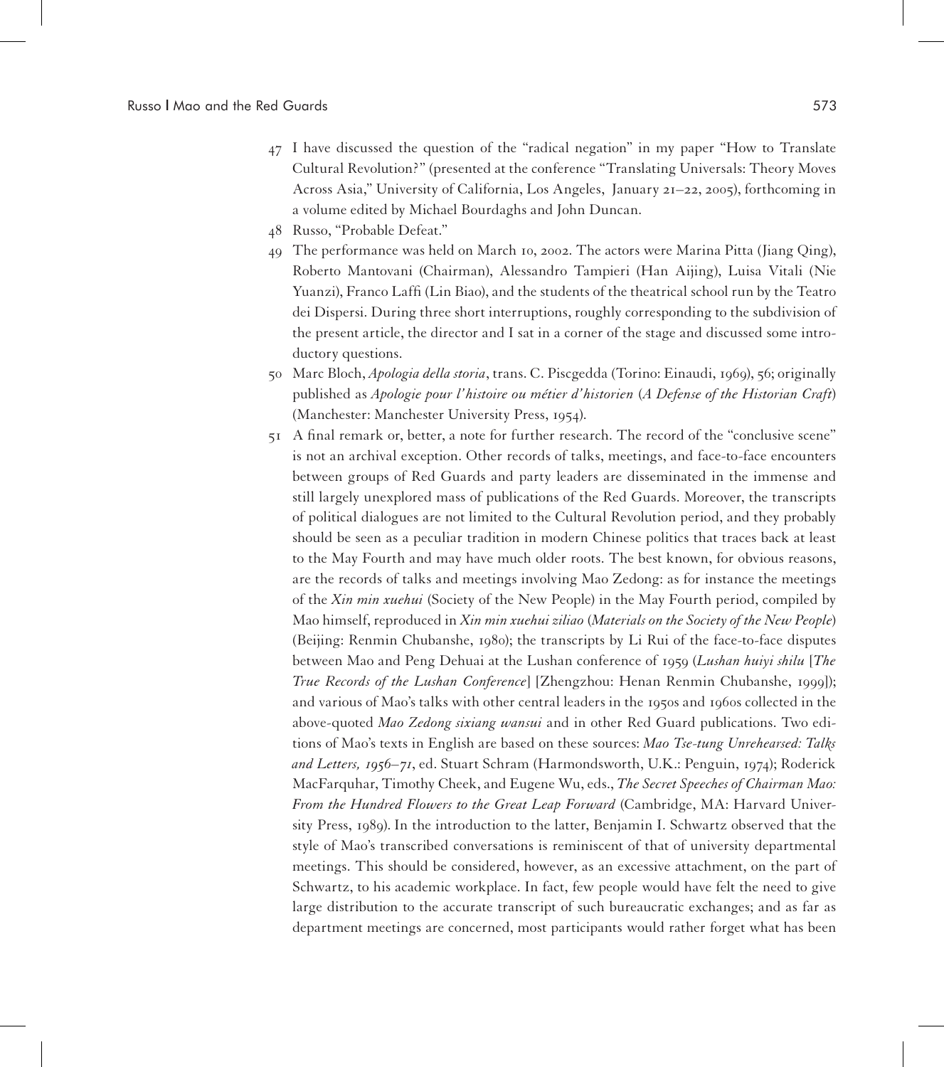47 I have discussed the question of the "radical negation" in my paper "How to Translate Cultural Revolution?" (presented at the conference "Translating Universals: Theory Moves Across Asia," University of California, Los Angeles, January 21–22, 2005), forthcoming in a volume edited by Michael Bourdaghs and John Duncan.

48 Russo, "Probable Defeat."

49 The performance was held on March 10, 2002. The actors were Marina Pitta (Jiang Qing), Roberto Mantovani (Chairman), Alessandro Tampieri (Han Aijing), Luisa Vitali (Nie Yuanzi), Franco Laffi (Lin Biao), and the students of the theatrical school run by the Teatro dei Dispersi. During three short interruptions, roughly corresponding to the subdivision of the present article, the director and I sat in a corner of the stage and discussed some introductory questions.

50 Marc Bloch, *Apologia della storia*, trans. C. Piscgedda (Torino: Einaudi, 1969), 56; originally published as *Apologie pour l'histoire ou métier d'historien* (*A Defense of the Historian Craft*) (Manchester: Manchester University Press, 1954).

51 A final remark or, better, a note for further research. The record of the "conclusive scene" is not an archival exception. Other records of talks, meetings, and face-to-face encounters between groups of Red Guards and party leaders are disseminated in the immense and still largely unexplored mass of publications of the Red Guards. Moreover, the transcripts of political dialogues are not limited to the Cultural Revolution period, and they probably should be seen as a peculiar tradition in modern Chinese politics that traces back at least to the May Fourth and may have much older roots. The best known, for obvious reasons, are the records of talks and meetings involving Mao Zedong: as for instance the meetings of the *Xin min xuehui* (Society of the New People) in the May Fourth period, compiled by Mao himself, reproduced in *Xin min xuehui ziliao* (*Materials on the Society of the New People*) (Beijing: Renmin Chubanshe, 1980); the transcripts by Li Rui of the face-to-face disputes between Mao and Peng Dehuai at the Lushan conference of 1959 (*Lushan huiyi shilu* [*The True Records of the Lushan Conference*] [Zhengzhou: Henan Renmin Chubanshe, 1999]); and various of Mao's talks with other central leaders in the 1950s and 1960s collected in the above-quoted *Mao Zedong sixiang wansui* and in other Red Guard publications. Two editions of Mao's texts in English are based on these sources: *Mao Tse-tung Unrehearsed: Talks and Letters, 1956–71*, ed. Stuart Schram (Harmondsworth, U.K.: Penguin, 1974); Roderick MacFarquhar, Timothy Cheek, and Eugene Wu, eds., *The Secret Speeches of Chairman Mao: From the Hundred Flowers to the Great Leap Forward* (Cambridge, MA: Harvard University Press, 1989). In the introduction to the latter, Benjamin I. Schwartz observed that the style of Mao's transcribed conversations is reminiscent of that of university departmental meetings. This should be considered, however, as an excessive attachment, on the part of Schwartz, to his academic workplace. In fact, few people would have felt the need to give large distribution to the accurate transcript of such bureaucratic exchanges; and as far as department meetings are concerned, most participants would rather forget what has been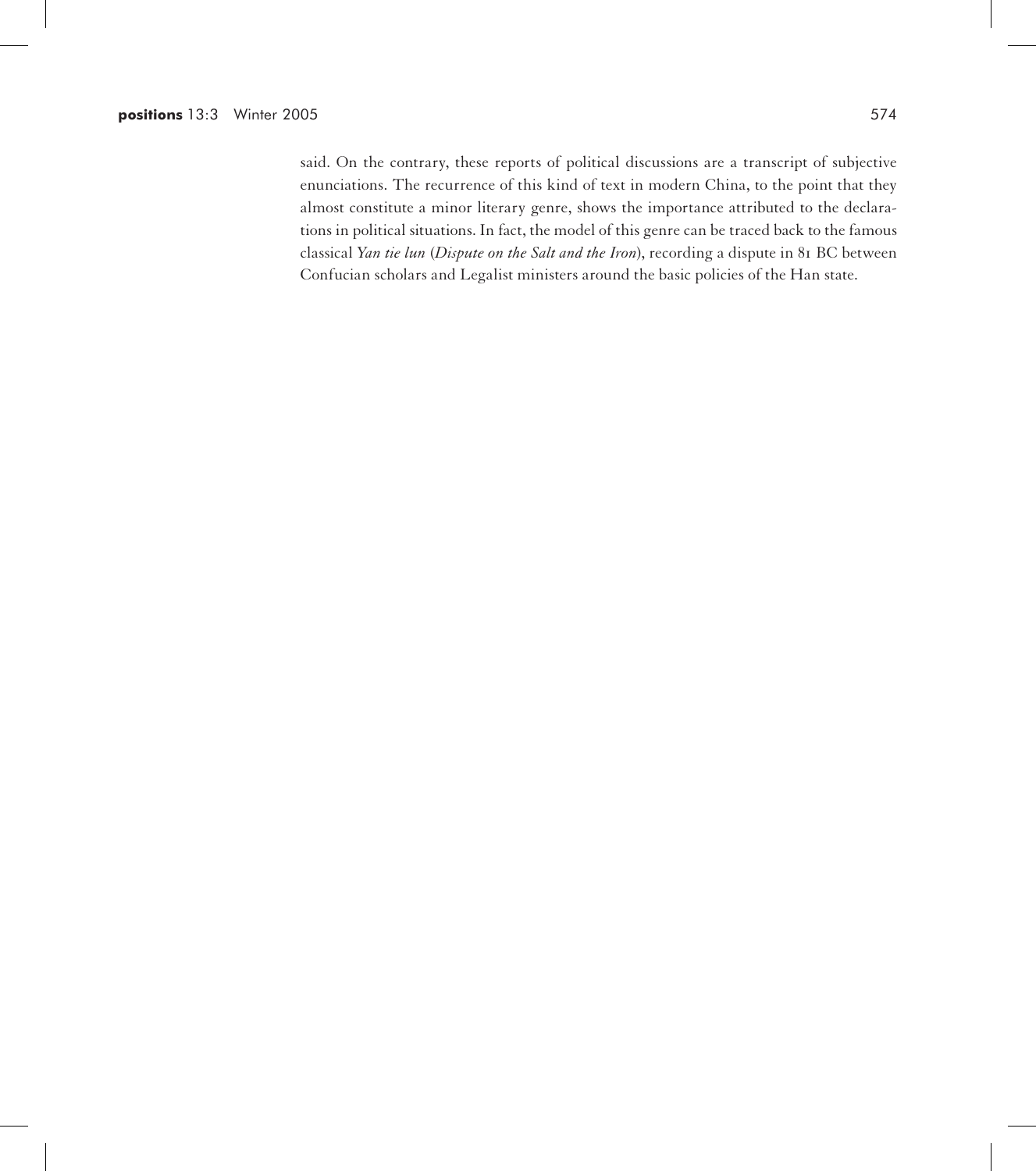said. On the contrary, these reports of political discussions are a transcript of subjective enunciations. The recurrence of this kind of text in modern China, to the point that they almost constitute a minor literary genre, shows the importance attributed to the declarations in political situations. In fact, the model of this genre can be traced back to the famous classical *Yan tie lun* (*Dispute on the Salt and the Iron*), recording a dispute in 81 BC between Confucian scholars and Legalist ministers around the basic policies of the Han state.